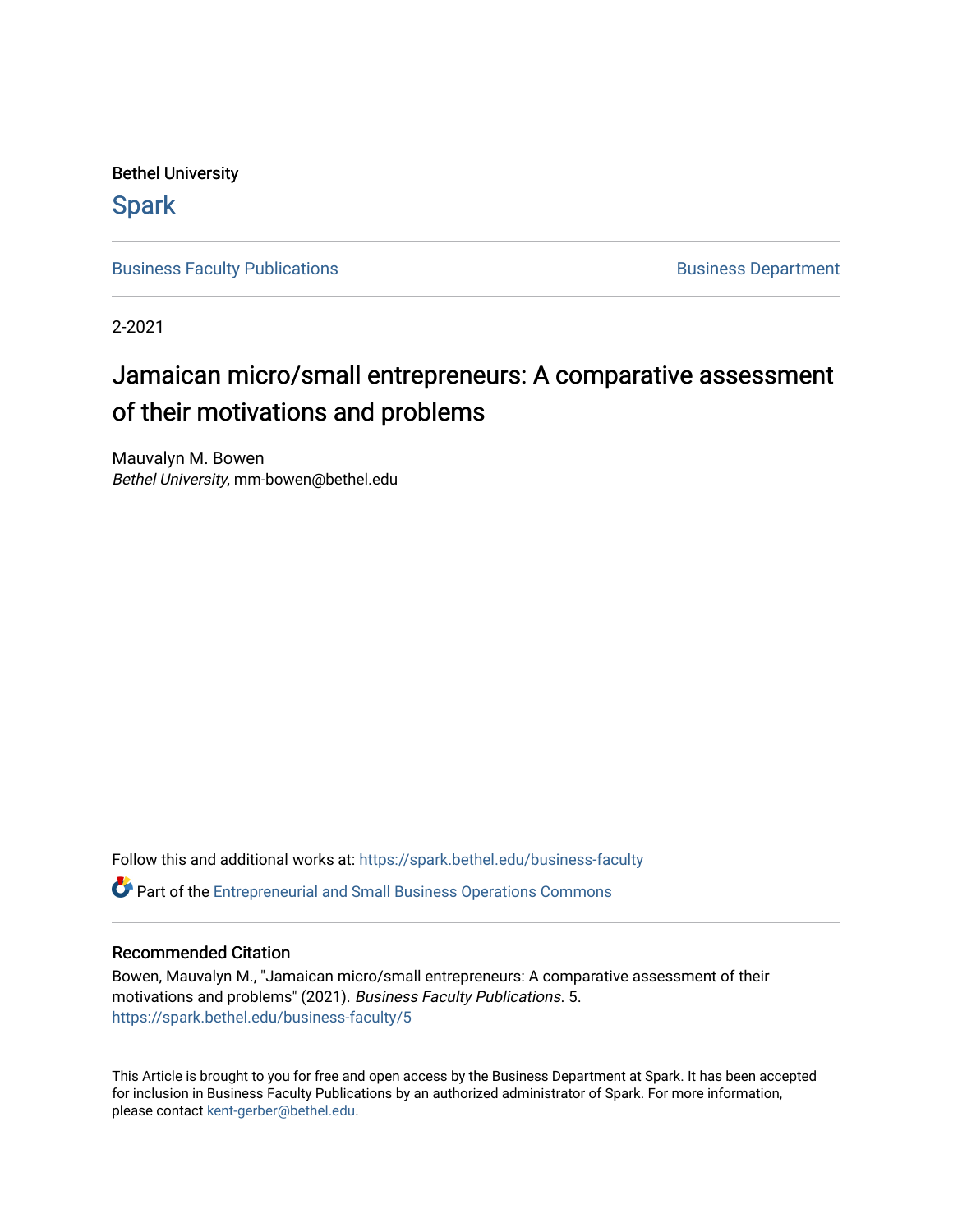Bethel University

# Spark

Business Faculty Publications | Business Department

2-2021

# Jamaican micro/small entrepreneurs: A comparative assessment of their motivations and problems

Mauvalyn M. Bowen
*Bethel University*, mm-bowen@bethel.edu

Follow this and additional works at: https://spark.bethel.edu/business-faculty

Part of the Entrepreneurial and Small Business Operations Commons

## Recommended Citation

Bowen, Mauvalyn M., "Jamaican micro/small entrepreneurs: A comparative assessment of their motivations and problems" (2021). *Business Faculty Publications*. 5.
https://spark.bethel.edu/business-faculty/5

This Article is brought to you for free and open access by the Business Department at Spark. It has been accepted for inclusion in Business Faculty Publications by an authorized administrator of Spark. For more information, please contact kent-gerber@bethel.edu.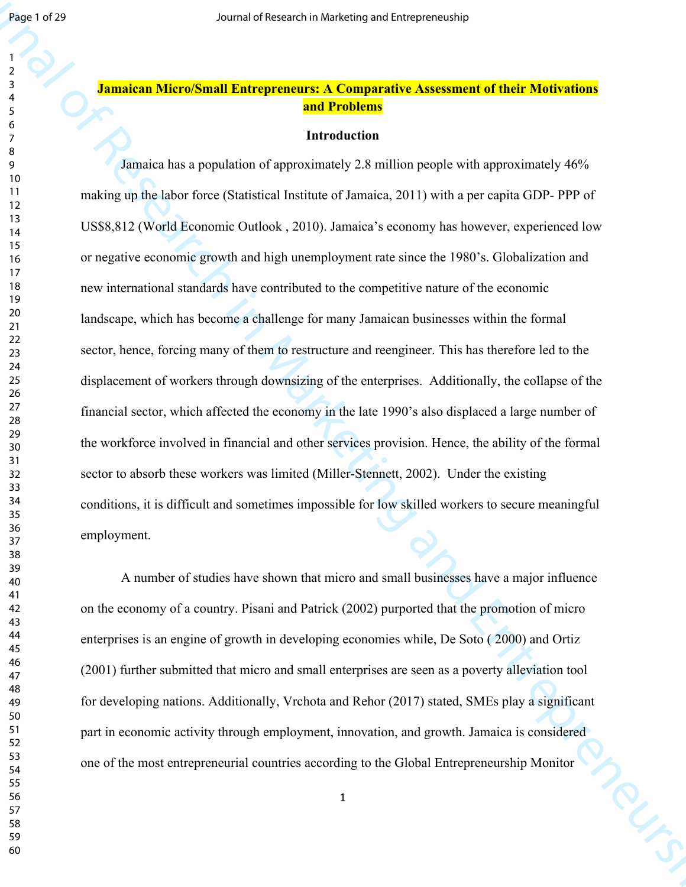# Jamaican Micro/Small Entrepreneurs: A Comparative Assessment of their Motivations and Problems

## Introduction

Jamaica has a population of approximately 2.8 million people with approximately 46% making up the labor force (Statistical Institute of Jamaica, 2011) with a per capita GDP- PPP of US$8,812 (World Economic Outlook , 2010). Jamaica's economy has however, experienced low or negative economic growth and high unemployment rate since the 1980's. Globalization and new international standards have contributed to the competitive nature of the economic landscape, which has become a challenge for many Jamaican businesses within the formal sector, hence, forcing many of them to restructure and reengineer. This has therefore led to the displacement of workers through downsizing of the enterprises. Additionally, the collapse of the financial sector, which affected the economy in the late 1990's also displaced a large number of the workforce involved in financial and other services provision. Hence, the ability of the formal sector to absorb these workers was limited (Miller-Stennett, 2002). Under the existing conditions, it is difficult and sometimes impossible for low skilled workers to secure meaningful employment.

A number of studies have shown that micro and small businesses have a major influence on the economy of a country. Pisani and Patrick (2002) purported that the promotion of micro enterprises is an engine of growth in developing economies while, De Soto ( 2000) and Ortiz (2001) further submitted that micro and small enterprises are seen as a poverty alleviation tool for developing nations. Additionally, Vrchota and Rehor (2017) stated, SMEs play a significant part in economic activity through employment, innovation, and growth. Jamaica is considered one of the most entrepreneurial countries according to the Global Entrepreneurship Monitor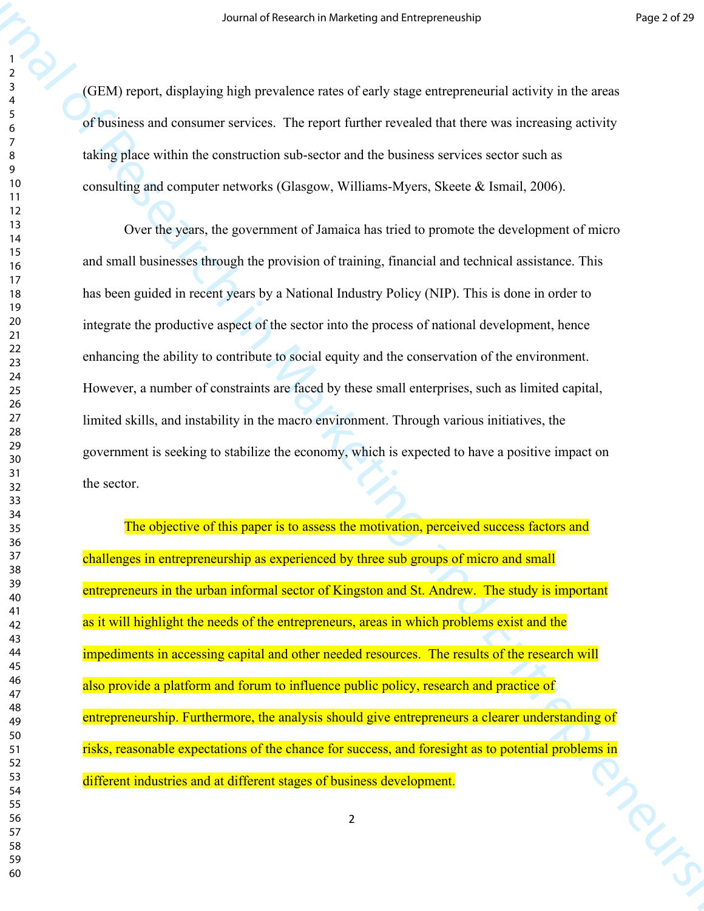(GEM) report, displaying high prevalence rates of early stage entrepreneurial activity in the areas of business and consumer services. The report further revealed that there was increasing activity taking place within the construction sub-sector and the business services sector such as consulting and computer networks (Glasgow, Williams-Myers, Skeete & Ismail, 2006).

Over the years, the government of Jamaica has tried to promote the development of micro and small businesses through the provision of training, financial and technical assistance. This has been guided in recent years by a National Industry Policy (NIP). This is done in order to integrate the productive aspect of the sector into the process of national development, hence enhancing the ability to contribute to social equity and the conservation of the environment. However, a number of constraints are faced by these small enterprises, such as limited capital, limited skills, and instability in the macro environment. Through various initiatives, the government is seeking to stabilize the economy, which is expected to have a positive impact on the sector.

The objective of this paper is to assess the motivation, perceived success factors and challenges in entrepreneurship as experienced by three sub groups of micro and small entrepreneurs in the urban informal sector of Kingston and St. Andrew. The study is important as it will highlight the needs of the entrepreneurs, areas in which problems exist and the impediments in accessing capital and other needed resources. The results of the research will also provide a platform and forum to influence public policy, research and practice of entrepreneurship. Furthermore, the analysis should give entrepreneurs a clearer understanding of risks, reasonable expectations of the chance for success, and foresight as to potential problems in different industries and at different stages of business development.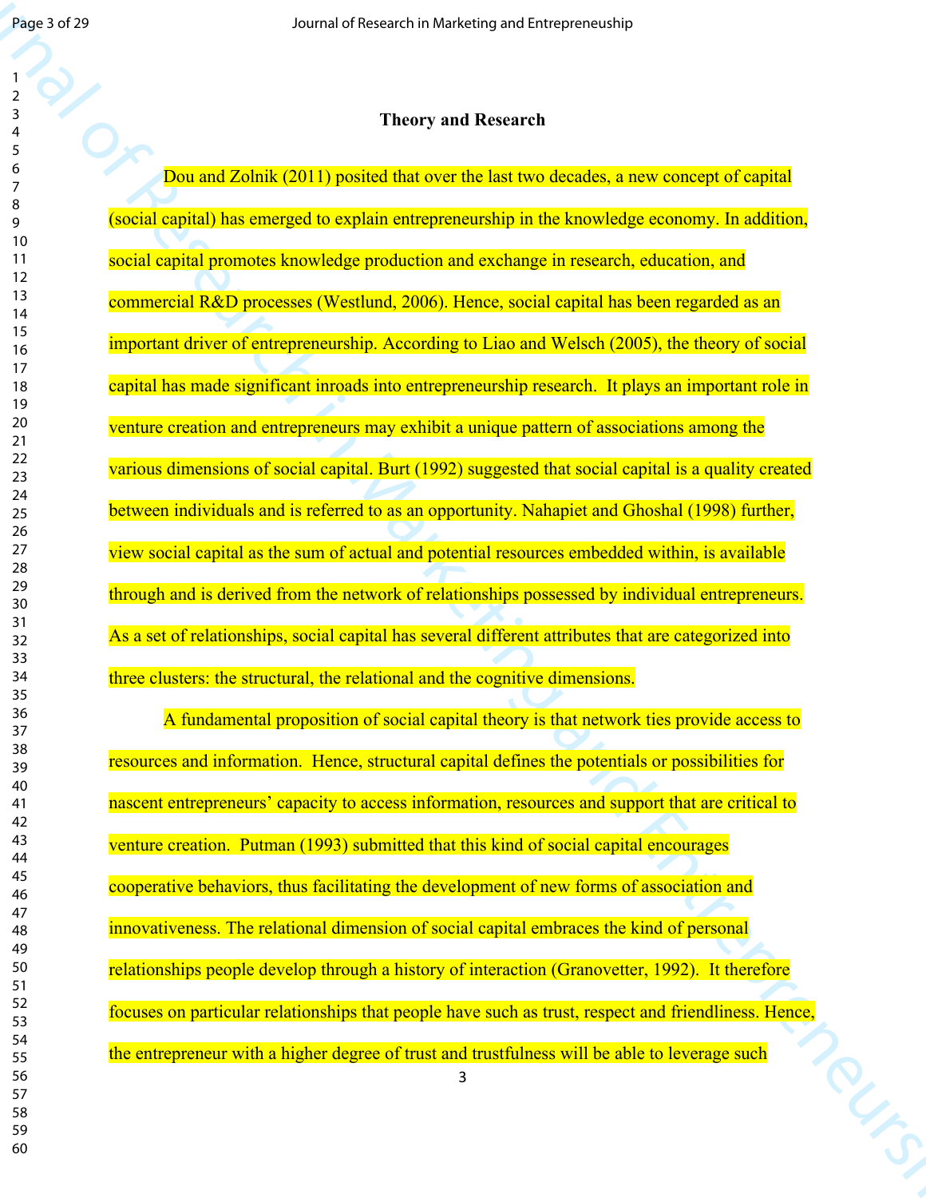## Theory and Research

Dou and Zolnik (2011) posited that over the last two decades, a new concept of capital (social capital) has emerged to explain entrepreneurship in the knowledge economy. In addition, social capital promotes knowledge production and exchange in research, education, and commercial R&D processes (Westlund, 2006). Hence, social capital has been regarded as an important driver of entrepreneurship. According to Liao and Welsch (2005), the theory of social capital has made significant inroads into entrepreneurship research. It plays an important role in venture creation and entrepreneurs may exhibit a unique pattern of associations among the various dimensions of social capital. Burt (1992) suggested that social capital is a quality created between individuals and is referred to as an opportunity. Nahapiet and Ghoshal (1998) further, view social capital as the sum of actual and potential resources embedded within, is available through and is derived from the network of relationships possessed by individual entrepreneurs. As a set of relationships, social capital has several different attributes that are categorized into three clusters: the structural, the relational and the cognitive dimensions.

A fundamental proposition of social capital theory is that network ties provide access to resources and information. Hence, structural capital defines the potentials or possibilities for nascent entrepreneurs' capacity to access information, resources and support that are critical to venture creation. Putman (1993) submitted that this kind of social capital encourages cooperative behaviors, thus facilitating the development of new forms of association and innovativeness. The relational dimension of social capital embraces the kind of personal relationships people develop through a history of interaction (Granovetter, 1992). It therefore focuses on particular relationships that people have such as trust, respect and friendliness. Hence, the entrepreneur with a higher degree of trust and trustfulness will be able to leverage such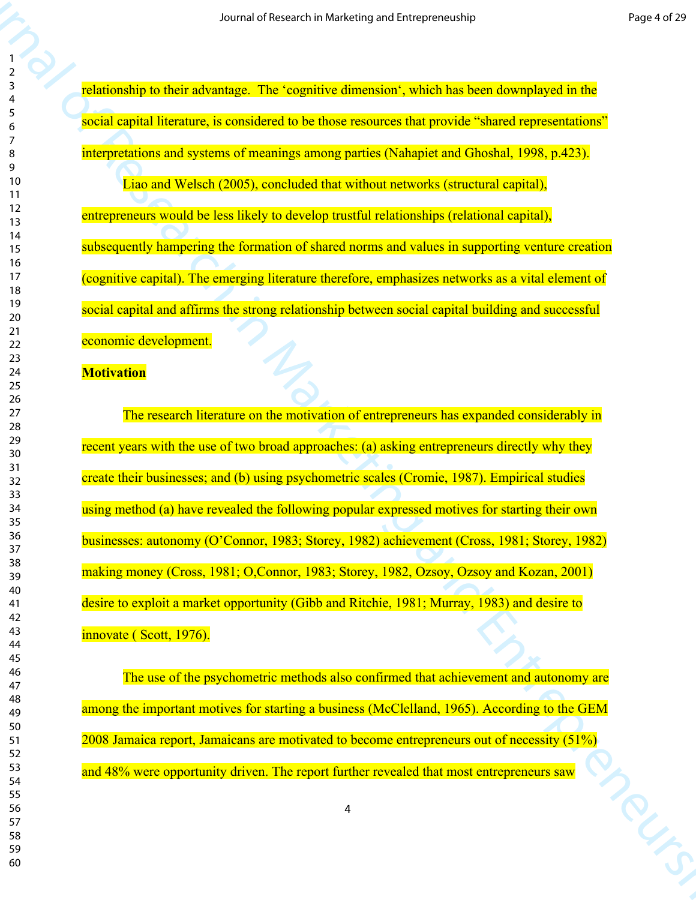relationship to their advantage. The 'cognitive dimension', which has been downplayed in the social capital literature, is considered to be those resources that provide "shared representations" interpretations and systems of meanings among parties (Nahapiet and Ghoshal, 1998, p.423).

Liao and Welsch (2005), concluded that without networks (structural capital), entrepreneurs would be less likely to develop trustful relationships (relational capital), subsequently hampering the formation of shared norms and values in supporting venture creation (cognitive capital). The emerging literature therefore, emphasizes networks as a vital element of social capital and affirms the strong relationship between social capital building and successful economic development.

**Motivation**

The research literature on the motivation of entrepreneurs has expanded considerably in recent years with the use of two broad approaches: (a) asking entrepreneurs directly why they create their businesses; and (b) using psychometric scales (Cromie, 1987). Empirical studies using method (a) have revealed the following popular expressed motives for starting their own businesses: autonomy (O'Connor, 1983; Storey, 1982) achievement (Cross, 1981; Storey, 1982) making money (Cross, 1981; O,Connor, 1983; Storey, 1982, Ozsoy, Ozsoy and Kozan, 2001) desire to exploit a market opportunity (Gibb and Ritchie, 1981; Murray, 1983) and desire to innovate ( Scott, 1976).

The use of the psychometric methods also confirmed that achievement and autonomy are among the important motives for starting a business (McClelland, 1965). According to the GEM 2008 Jamaica report, Jamaicans are motivated to become entrepreneurs out of necessity (51%) and 48% were opportunity driven. The report further revealed that most entrepreneurs saw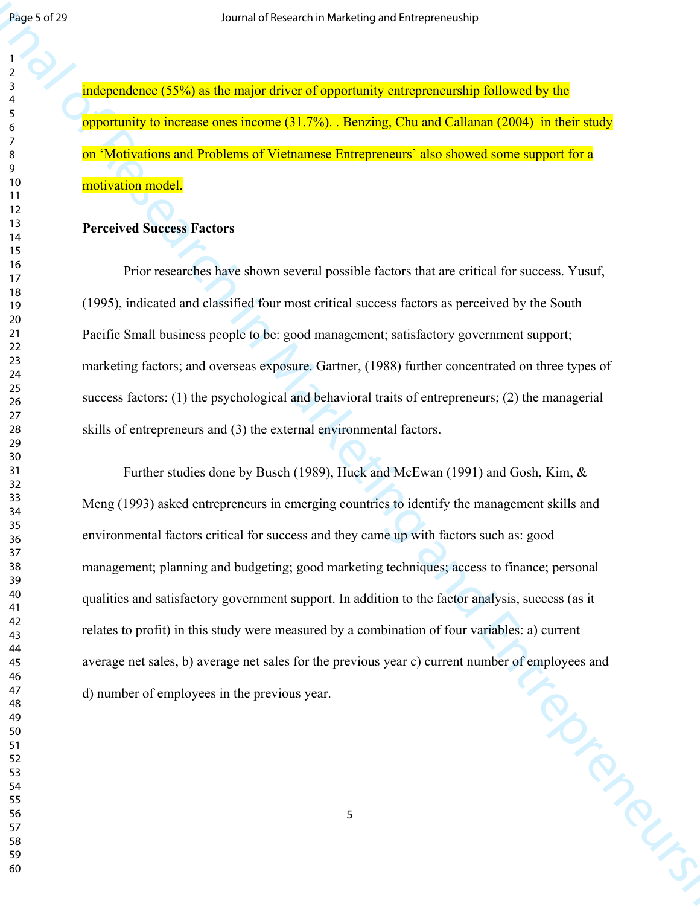independence (55%) as the major driver of opportunity entrepreneurship followed by the opportunity to increase ones income (31.7%). . Benzing, Chu and Callanan (2004) in their study on 'Motivations and Problems of Vietnamese Entrepreneurs' also showed some support for a motivation model.

**Perceived Success Factors**

Prior researches have shown several possible factors that are critical for success. Yusuf, (1995), indicated and classified four most critical success factors as perceived by the South Pacific Small business people to be: good management; satisfactory government support; marketing factors; and overseas exposure. Gartner, (1988) further concentrated on three types of success factors: (1) the psychological and behavioral traits of entrepreneurs; (2) the managerial skills of entrepreneurs and (3) the external environmental factors.

Further studies done by Busch (1989), Huck and McEwan (1991) and Gosh, Kim, & Meng (1993) asked entrepreneurs in emerging countries to identify the management skills and environmental factors critical for success and they came up with factors such as: good management; planning and budgeting; good marketing techniques; access to finance; personal qualities and satisfactory government support. In addition to the factor analysis, success (as it relates to profit) in this study were measured by a combination of four variables: a) current average net sales, b) average net sales for the previous year c) current number of employees and d) number of employees in the previous year.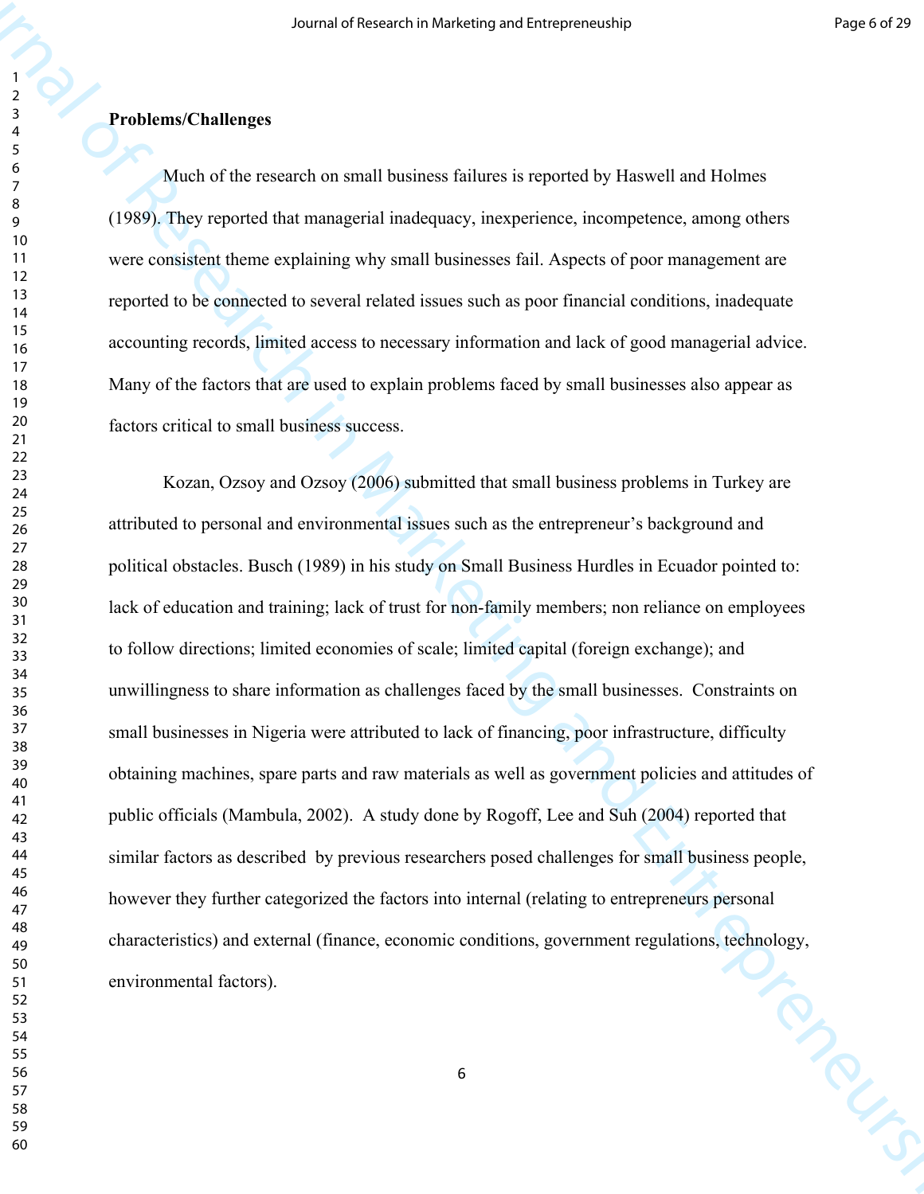**Problems/Challenges**

Much of the research on small business failures is reported by Haswell and Holmes (1989). They reported that managerial inadequacy, inexperience, incompetence, among others were consistent theme explaining why small businesses fail. Aspects of poor management are reported to be connected to several related issues such as poor financial conditions, inadequate accounting records, limited access to necessary information and lack of good managerial advice. Many of the factors that are used to explain problems faced by small businesses also appear as factors critical to small business success.

Kozan, Ozsoy and Ozsoy (2006) submitted that small business problems in Turkey are attributed to personal and environmental issues such as the entrepreneur's background and political obstacles. Busch (1989) in his study on Small Business Hurdles in Ecuador pointed to: lack of education and training; lack of trust for non-family members; non reliance on employees to follow directions; limited economies of scale; limited capital (foreign exchange); and unwillingness to share information as challenges faced by the small businesses. Constraints on small businesses in Nigeria were attributed to lack of financing, poor infrastructure, difficulty obtaining machines, spare parts and raw materials as well as government policies and attitudes of public officials (Mambula, 2002). A study done by Rogoff, Lee and Suh (2004) reported that similar factors as described by previous researchers posed challenges for small business people, however they further categorized the factors into internal (relating to entrepreneurs personal characteristics) and external (finance, economic conditions, government regulations, technology, environmental factors).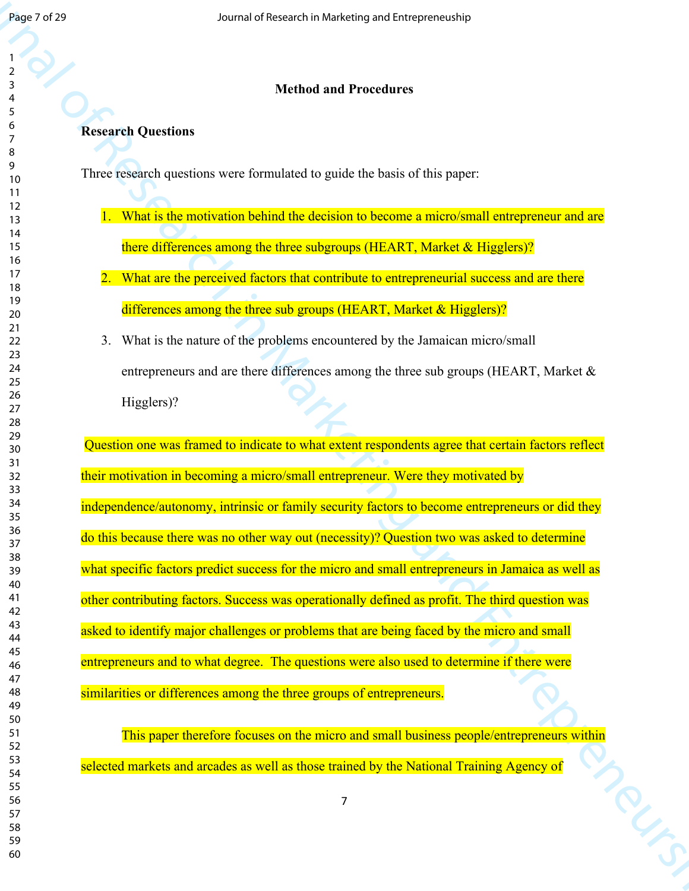## Method and Procedures

### Research Questions

Three research questions were formulated to guide the basis of this paper:

1. What is the motivation behind the decision to become a micro/small entrepreneur and are there differences among the three subgroups (HEART, Market & Higglers)?
2. What are the perceived factors that contribute to entrepreneurial success and are there differences among the three sub groups (HEART, Market & Higglers)?
3. What is the nature of the problems encountered by the Jamaican micro/small entrepreneurs and are there differences among the three sub groups (HEART, Market & Higglers)?

Question one was framed to indicate to what extent respondents agree that certain factors reflect their motivation in becoming a micro/small entrepreneur. Were they motivated by independence/autonomy, intrinsic or family security factors to become entrepreneurs or did they do this because there was no other way out (necessity)? Question two was asked to determine what specific factors predict success for the micro and small entrepreneurs in Jamaica as well as other contributing factors. Success was operationally defined as profit. The third question was asked to identify major challenges or problems that are being faced by the micro and small entrepreneurs and to what degree. The questions were also used to determine if there were similarities or differences among the three groups of entrepreneurs.

This paper therefore focuses on the micro and small business people/entrepreneurs within selected markets and arcades as well as those trained by the National Training Agency of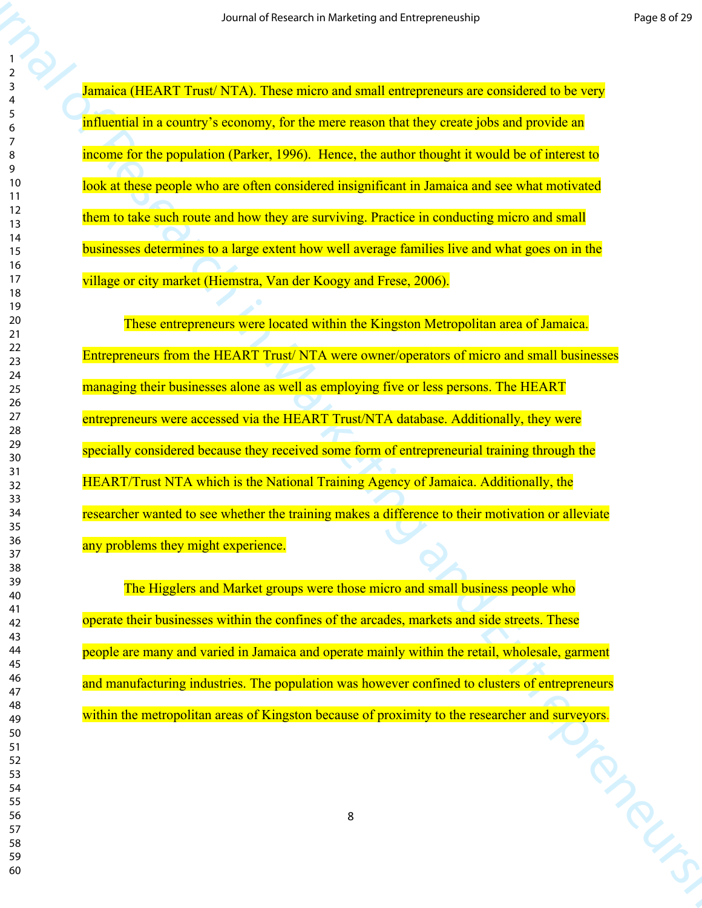Jamaica (HEART Trust/ NTA). These micro and small entrepreneurs are considered to be very influential in a country's economy, for the mere reason that they create jobs and provide an income for the population (Parker, 1996). Hence, the author thought it would be of interest to look at these people who are often considered insignificant in Jamaica and see what motivated them to take such route and how they are surviving. Practice in conducting micro and small businesses determines to a large extent how well average families live and what goes on in the village or city market (Hiemstra, Van der Koogy and Frese, 2006).

These entrepreneurs were located within the Kingston Metropolitan area of Jamaica. Entrepreneurs from the HEART Trust/ NTA were owner/operators of micro and small businesses managing their businesses alone as well as employing five or less persons. The HEART entrepreneurs were accessed via the HEART Trust/NTA database. Additionally, they were specially considered because they received some form of entrepreneurial training through the HEART/Trust NTA which is the National Training Agency of Jamaica. Additionally, the researcher wanted to see whether the training makes a difference to their motivation or alleviate any problems they might experience.

The Higglers and Market groups were those micro and small business people who operate their businesses within the confines of the arcades, markets and side streets. These people are many and varied in Jamaica and operate mainly within the retail, wholesale, garment and manufacturing industries. The population was however confined to clusters of entrepreneurs within the metropolitan areas of Kingston because of proximity to the researcher and surveyors.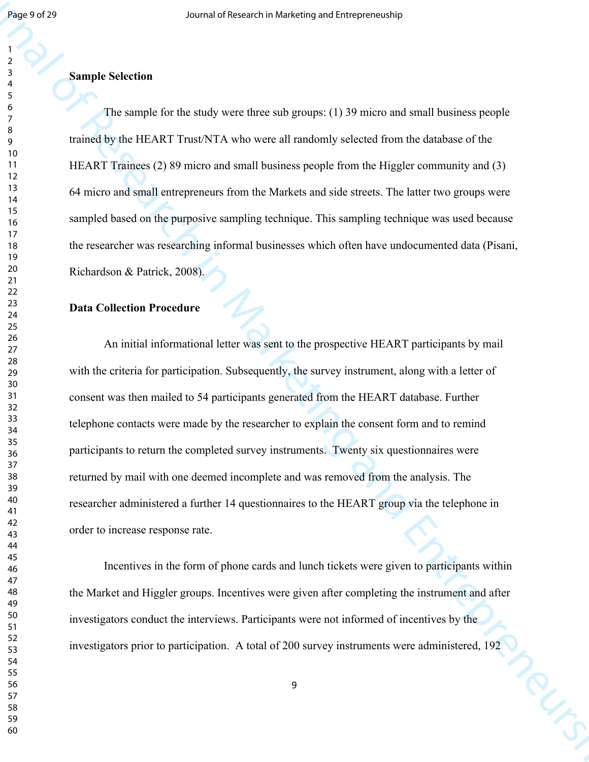**Sample Selection**

The sample for the study were three sub groups: (1) 39 micro and small business people trained by the HEART Trust/NTA who were all randomly selected from the database of the HEART Trainees (2) 89 micro and small business people from the Higgler community and (3) 64 micro and small entrepreneurs from the Markets and side streets. The latter two groups were sampled based on the purposive sampling technique. This sampling technique was used because the researcher was researching informal businesses which often have undocumented data (Pisani, Richardson & Patrick, 2008).

**Data Collection Procedure**

An initial informational letter was sent to the prospective HEART participants by mail with the criteria for participation. Subsequently, the survey instrument, along with a letter of consent was then mailed to 54 participants generated from the HEART database. Further telephone contacts were made by the researcher to explain the consent form and to remind participants to return the completed survey instruments. Twenty six questionnaires were returned by mail with one deemed incomplete and was removed from the analysis. The researcher administered a further 14 questionnaires to the HEART group via the telephone in order to increase response rate.

Incentives in the form of phone cards and lunch tickets were given to participants within the Market and Higgler groups. Incentives were given after completing the instrument and after investigators conduct the interviews. Participants were not informed of incentives by the investigators prior to participation. A total of 200 survey instruments were administered, 192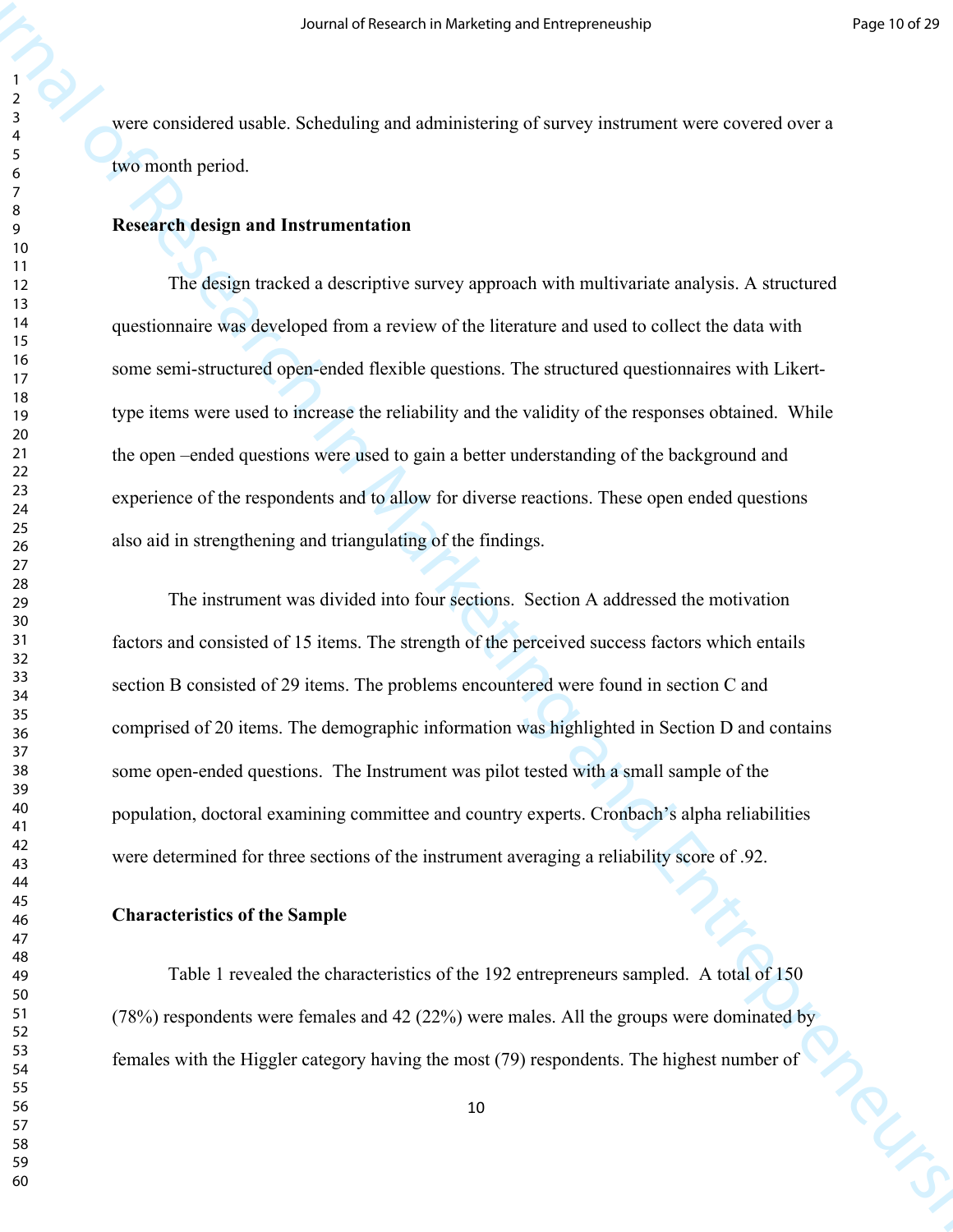were considered usable. Scheduling and administering of survey instrument were covered over a two month period.

**Research design and Instrumentation**

The design tracked a descriptive survey approach with multivariate analysis. A structured questionnaire was developed from a review of the literature and used to collect the data with some semi-structured open-ended flexible questions. The structured questionnaires with Likert-type items were used to increase the reliability and the validity of the responses obtained. While the open –ended questions were used to gain a better understanding of the background and experience of the respondents and to allow for diverse reactions. These open ended questions also aid in strengthening and triangulating of the findings.

The instrument was divided into four sections. Section A addressed the motivation factors and consisted of 15 items. The strength of the perceived success factors which entails section B consisted of 29 items. The problems encountered were found in section C and comprised of 20 items. The demographic information was highlighted in Section D and contains some open-ended questions. The Instrument was pilot tested with a small sample of the population, doctoral examining committee and country experts. Cronbach's alpha reliabilities were determined for three sections of the instrument averaging a reliability score of .92.

**Characteristics of the Sample**

Table 1 revealed the characteristics of the 192 entrepreneurs sampled. A total of 150 (78%) respondents were females and 42 (22%) were males. All the groups were dominated by females with the Higgler category having the most (79) respondents. The highest number of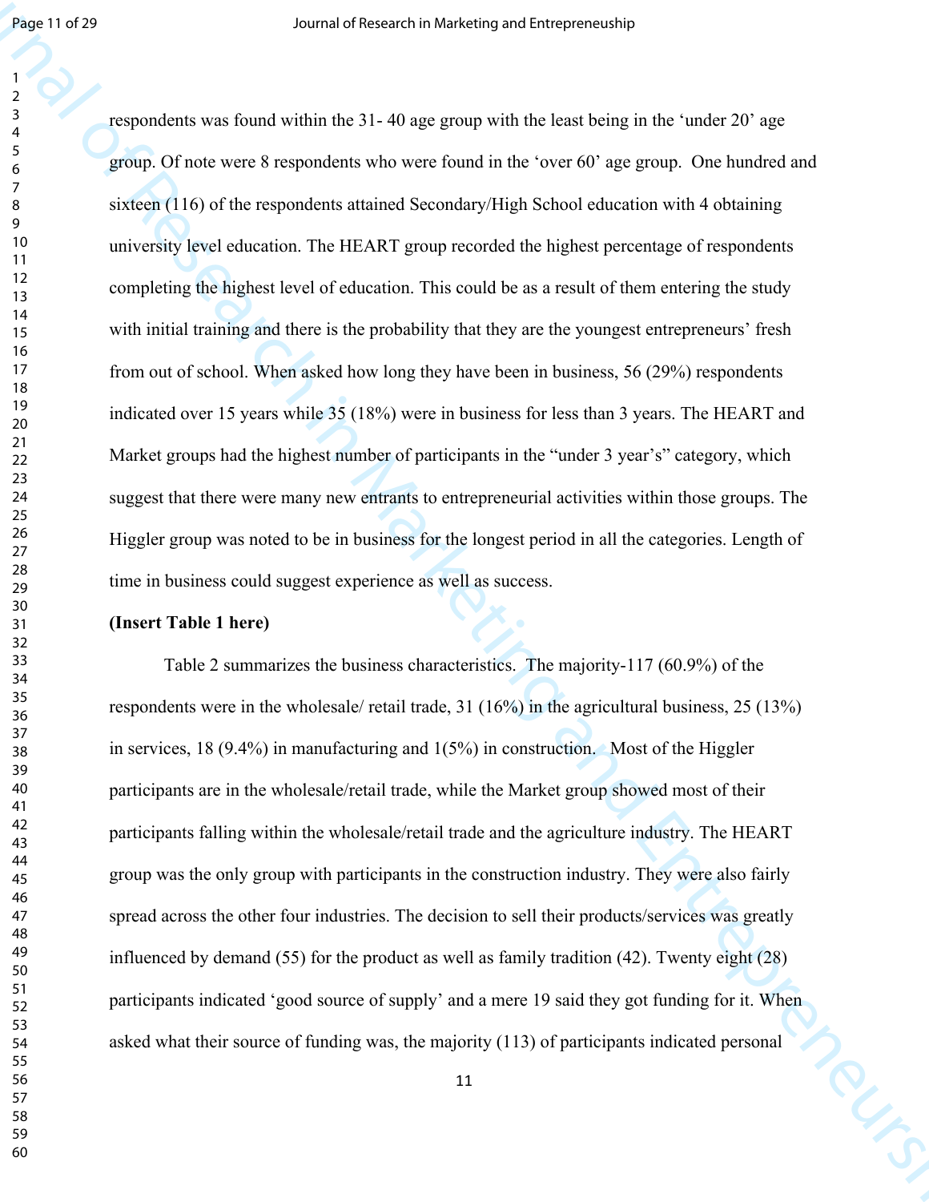respondents was found within the 31- 40 age group with the least being in the 'under 20' age group. Of note were 8 respondents who were found in the 'over 60' age group. One hundred and sixteen (116) of the respondents attained Secondary/High School education with 4 obtaining university level education. The HEART group recorded the highest percentage of respondents completing the highest level of education. This could be as a result of them entering the study with initial training and there is the probability that they are the youngest entrepreneurs' fresh from out of school. When asked how long they have been in business, 56 (29%) respondents indicated over 15 years while 35 (18%) were in business for less than 3 years. The HEART and Market groups had the highest number of participants in the "under 3 year's" category, which suggest that there were many new entrants to entrepreneurial activities within those groups. The Higgler group was noted to be in business for the longest period in all the categories. Length of time in business could suggest experience as well as success.

**(Insert Table 1 here)**

Table 2 summarizes the business characteristics. The majority-117 (60.9%) of the respondents were in the wholesale/ retail trade, 31 (16%) in the agricultural business, 25 (13%) in services, 18 (9.4%) in manufacturing and 1(5%) in construction. Most of the Higgler participants are in the wholesale/retail trade, while the Market group showed most of their participants falling within the wholesale/retail trade and the agriculture industry. The HEART group was the only group with participants in the construction industry. They were also fairly spread across the other four industries. The decision to sell their products/services was greatly influenced by demand (55) for the product as well as family tradition (42). Twenty eight (28) participants indicated 'good source of supply' and a mere 19 said they got funding for it. When asked what their source of funding was, the majority (113) of participants indicated personal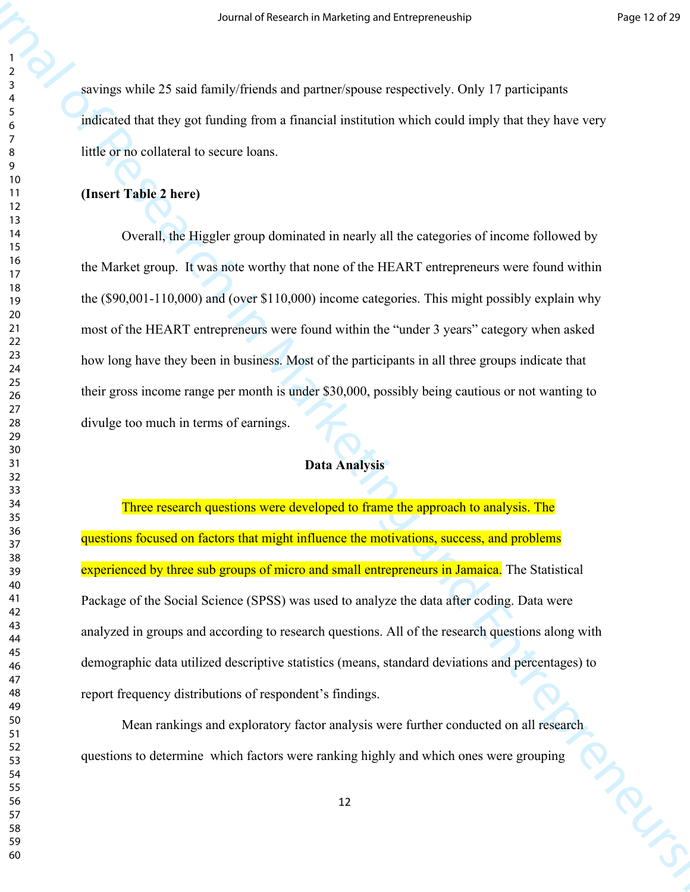savings while 25 said family/friends and partner/spouse respectively. Only 17 participants indicated that they got funding from a financial institution which could imply that they have very little or no collateral to secure loans.

**(Insert Table 2 here)**

Overall, the Higgler group dominated in nearly all the categories of income followed by the Market group. It was note worthy that none of the HEART entrepreneurs were found within the ($90,001-110,000) and (over $110,000) income categories. This might possibly explain why most of the HEART entrepreneurs were found within the "under 3 years" category when asked how long have they been in business. Most of the participants in all three groups indicate that their gross income range per month is under $30,000, possibly being cautious or not wanting to divulge too much in terms of earnings.

## Data Analysis

Three research questions were developed to frame the approach to analysis. The questions focused on factors that might influence the motivations, success, and problems experienced by three sub groups of micro and small entrepreneurs in Jamaica. The Statistical Package of the Social Science (SPSS) was used to analyze the data after coding. Data were analyzed in groups and according to research questions. All of the research questions along with demographic data utilized descriptive statistics (means, standard deviations and percentages) to report frequency distributions of respondent's findings.

Mean rankings and exploratory factor analysis were further conducted on all research questions to determine which factors were ranking highly and which ones were grouping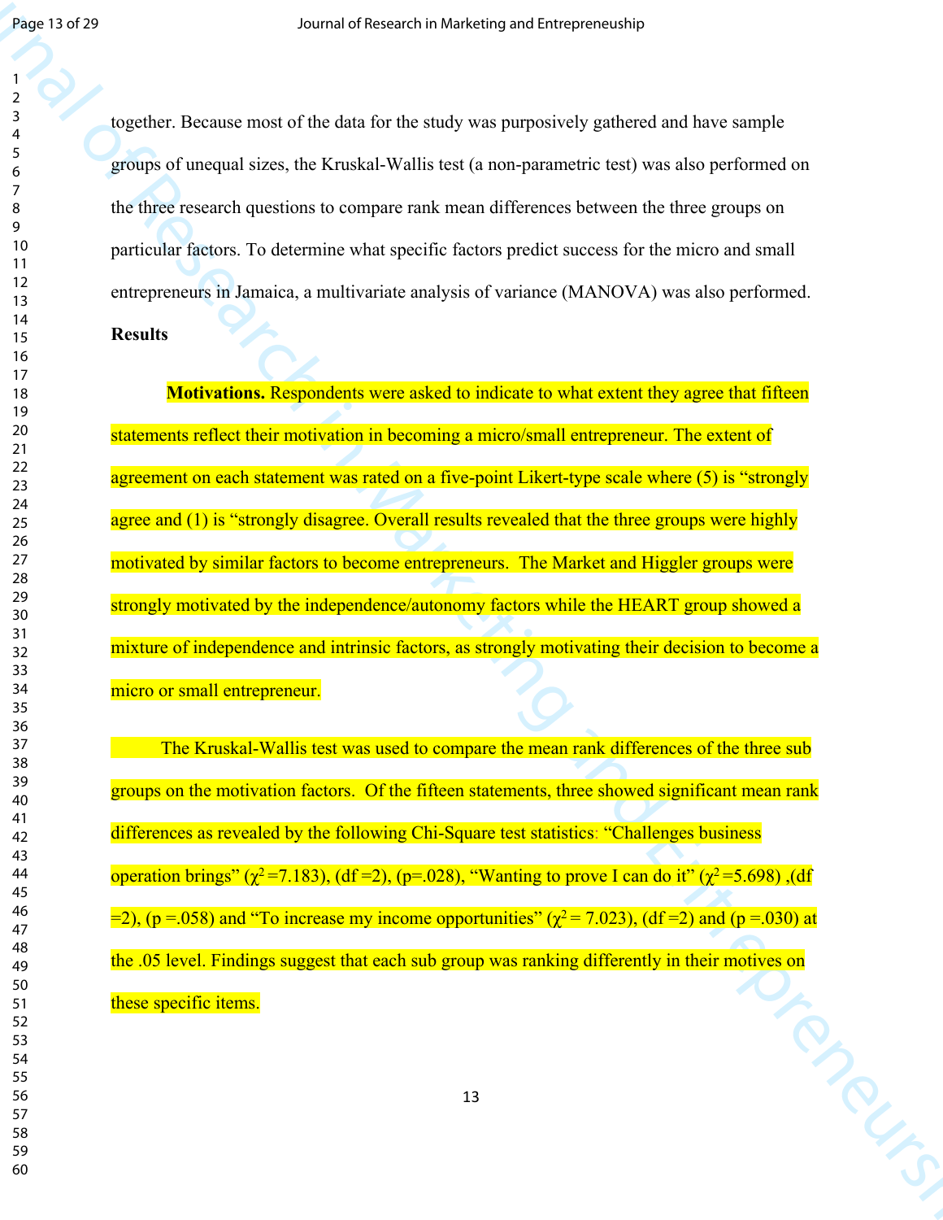together. Because most of the data for the study was purposively gathered and have sample groups of unequal sizes, the Kruskal-Wallis test (a non-parametric test) was also performed on the three research questions to compare rank mean differences between the three groups on particular factors. To determine what specific factors predict success for the micro and small entrepreneurs in Jamaica, a multivariate analysis of variance (MANOVA) was also performed.

**Results**

**Motivations.** Respondents were asked to indicate to what extent they agree that fifteen statements reflect their motivation in becoming a micro/small entrepreneur. The extent of agreement on each statement was rated on a five-point Likert-type scale where (5) is "strongly agree and (1) is "strongly disagree. Overall results revealed that the three groups were highly motivated by similar factors to become entrepreneurs. The Market and Higgler groups were strongly motivated by the independence/autonomy factors while the HEART group showed a mixture of independence and intrinsic factors, as strongly motivating their decision to become a micro or small entrepreneur.

The Kruskal-Wallis test was used to compare the mean rank differences of the three sub groups on the motivation factors. Of the fifteen statements, three showed significant mean rank differences as revealed by the following Chi-Square test statistics: "Challenges business operation brings" ($\chi^2$ =7.183), (df =2), (p=.028), "Wanting to prove I can do it" ($\chi^2$ =5.698) ,(df =2), (p =.058) and "To increase my income opportunities" ($\chi^2$ = 7.023), (df =2) and (p =.030) at the .05 level. Findings suggest that each sub group was ranking differently in their motives on these specific items.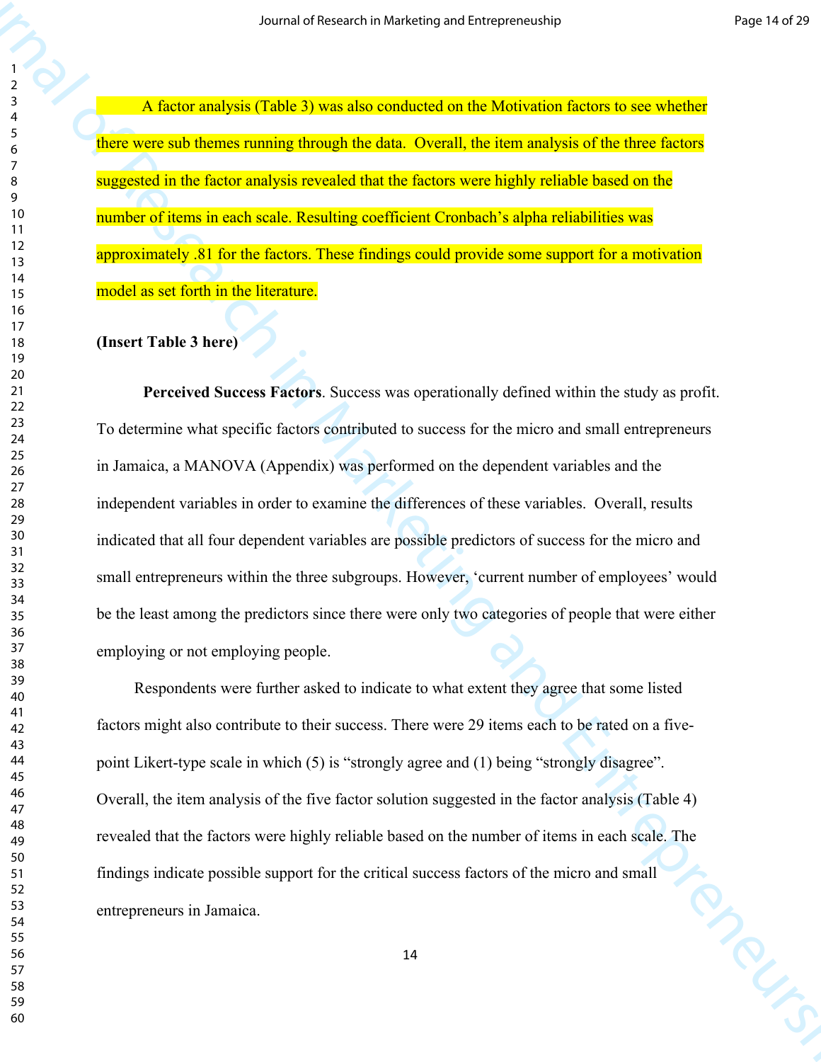A factor analysis (Table 3) was also conducted on the Motivation factors to see whether there were sub themes running through the data. Overall, the item analysis of the three factors suggested in the factor analysis revealed that the factors were highly reliable based on the number of items in each scale. Resulting coefficient Cronbach's alpha reliabilities was approximately .81 for the factors. These findings could provide some support for a motivation model as set forth in the literature.

**(Insert Table 3 here)**

**Perceived Success Factors**. Success was operationally defined within the study as profit. To determine what specific factors contributed to success for the micro and small entrepreneurs in Jamaica, a MANOVA (Appendix) was performed on the dependent variables and the independent variables in order to examine the differences of these variables. Overall, results indicated that all four dependent variables are possible predictors of success for the micro and small entrepreneurs within the three subgroups. However, 'current number of employees' would be the least among the predictors since there were only two categories of people that were either employing or not employing people.

Respondents were further asked to indicate to what extent they agree that some listed factors might also contribute to their success. There were 29 items each to be rated on a five-point Likert-type scale in which (5) is "strongly agree and (1) being "strongly disagree". Overall, the item analysis of the five factor solution suggested in the factor analysis (Table 4) revealed that the factors were highly reliable based on the number of items in each scale. The findings indicate possible support for the critical success factors of the micro and small entrepreneurs in Jamaica.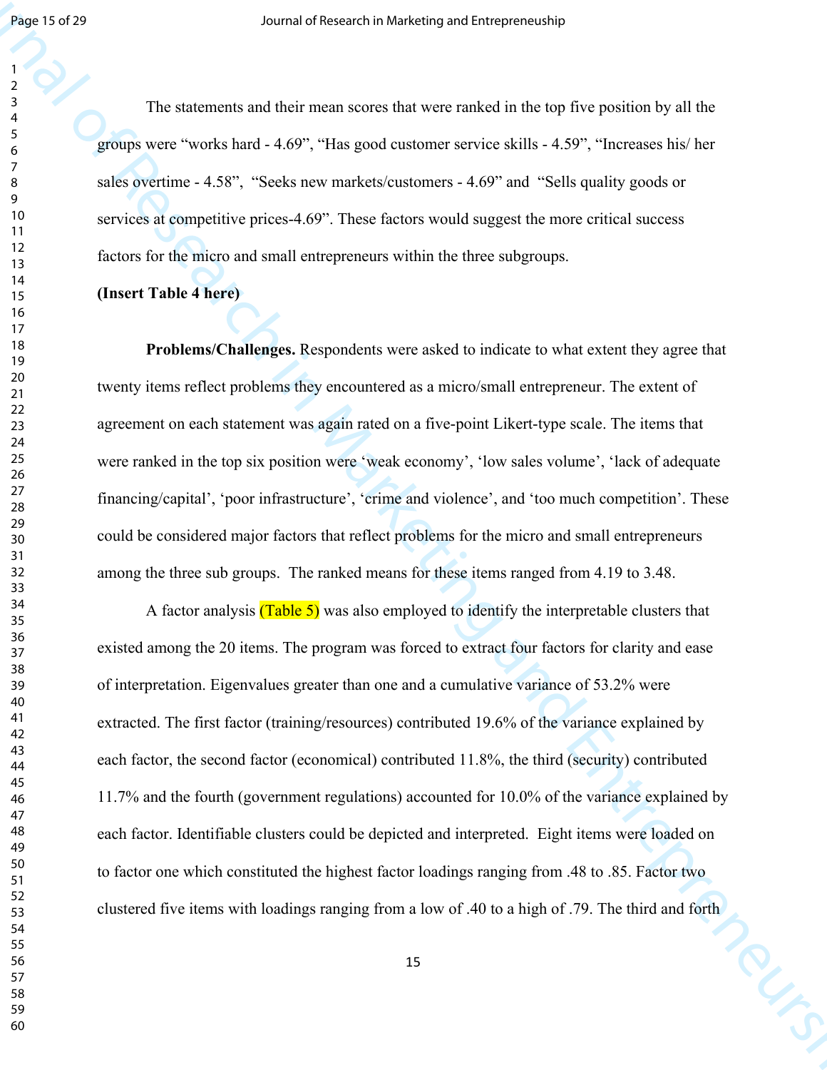The statements and their mean scores that were ranked in the top five position by all the groups were "works hard - 4.69", "Has good customer service skills - 4.59", "Increases his/ her sales overtime - 4.58", "Seeks new markets/customers - 4.69" and "Sells quality goods or services at competitive prices-4.69". These factors would suggest the more critical success factors for the micro and small entrepreneurs within the three subgroups.

**(Insert Table 4 here)**

**Problems/Challenges.** Respondents were asked to indicate to what extent they agree that twenty items reflect problems they encountered as a micro/small entrepreneur. The extent of agreement on each statement was again rated on a five-point Likert-type scale. The items that were ranked in the top six position were 'weak economy', 'low sales volume', 'lack of adequate financing/capital', 'poor infrastructure', 'crime and violence', and 'too much competition'. These could be considered major factors that reflect problems for the micro and small entrepreneurs among the three sub groups. The ranked means for these items ranged from 4.19 to 3.48.

A factor analysis (Table 5) was also employed to identify the interpretable clusters that existed among the 20 items. The program was forced to extract four factors for clarity and ease of interpretation. Eigenvalues greater than one and a cumulative variance of 53.2% were extracted. The first factor (training/resources) contributed 19.6% of the variance explained by each factor, the second factor (economical) contributed 11.8%, the third (security) contributed 11.7% and the fourth (government regulations) accounted for 10.0% of the variance explained by each factor. Identifiable clusters could be depicted and interpreted. Eight items were loaded on to factor one which constituted the highest factor loadings ranging from .48 to .85. Factor two clustered five items with loadings ranging from a low of .40 to a high of .79. The third and forth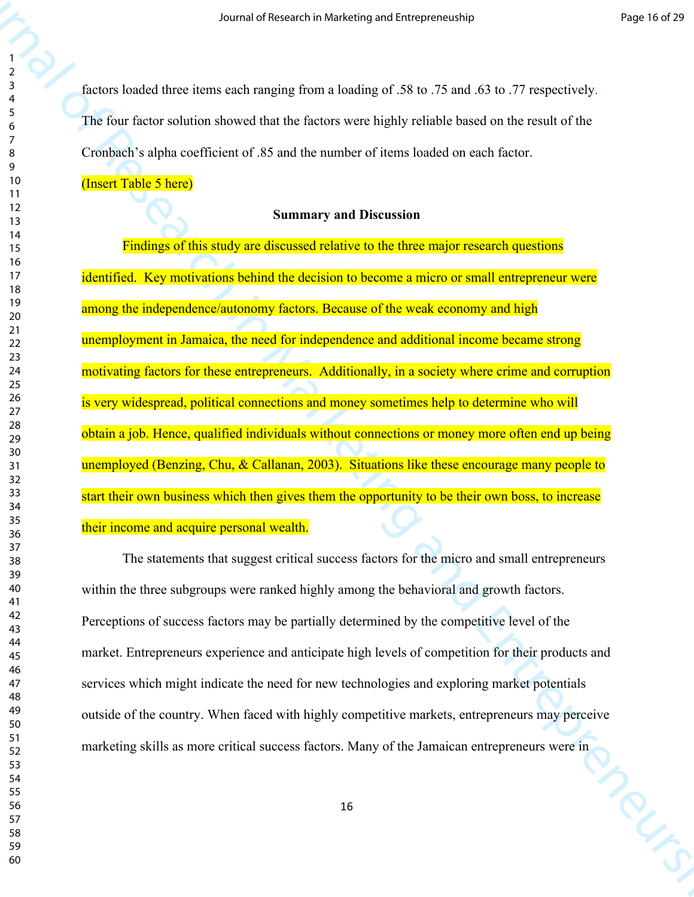factors loaded three items each ranging from a loading of .58 to .75 and .63 to .77 respectively. The four factor solution showed that the factors were highly reliable based on the result of the Cronbach's alpha coefficient of .85 and the number of items loaded on each factor.

(Insert Table 5 here)

## Summary and Discussion

Findings of this study are discussed relative to the three major research questions identified. Key motivations behind the decision to become a micro or small entrepreneur were among the independence/autonomy factors. Because of the weak economy and high unemployment in Jamaica, the need for independence and additional income became strong motivating factors for these entrepreneurs. Additionally, in a society where crime and corruption is very widespread, political connections and money sometimes help to determine who will obtain a job. Hence, qualified individuals without connections or money more often end up being unemployed (Benzing, Chu, & Callanan, 2003). Situations like these encourage many people to start their own business which then gives them the opportunity to be their own boss, to increase their income and acquire personal wealth.

The statements that suggest critical success factors for the micro and small entrepreneurs within the three subgroups were ranked highly among the behavioral and growth factors. Perceptions of success factors may be partially determined by the competitive level of the market. Entrepreneurs experience and anticipate high levels of competition for their products and services which might indicate the need for new technologies and exploring market potentials outside of the country. When faced with highly competitive markets, entrepreneurs may perceive marketing skills as more critical success factors. Many of the Jamaican entrepreneurs were in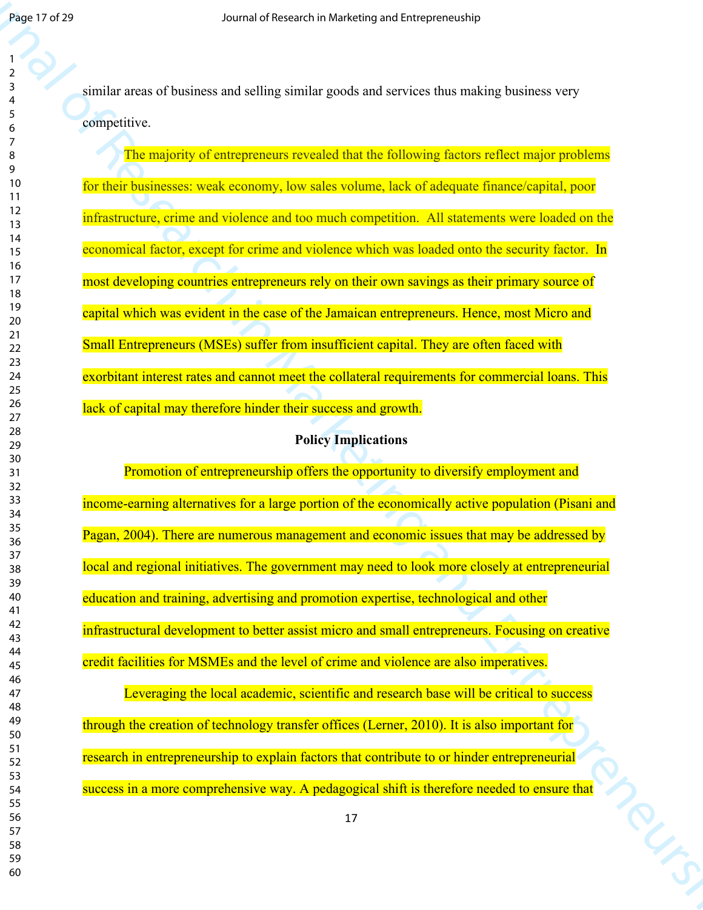similar areas of business and selling similar goods and services thus making business very competitive.

The majority of entrepreneurs revealed that the following factors reflect major problems for their businesses: weak economy, low sales volume, lack of adequate finance/capital, poor infrastructure, crime and violence and too much competition. All statements were loaded on the economical factor, except for crime and violence which was loaded onto the security factor. In most developing countries entrepreneurs rely on their own savings as their primary source of capital which was evident in the case of the Jamaican entrepreneurs. Hence, most Micro and Small Entrepreneurs (MSEs) suffer from insufficient capital. They are often faced with exorbitant interest rates and cannot meet the collateral requirements for commercial loans. This lack of capital may therefore hinder their success and growth.

## Policy Implications

Promotion of entrepreneurship offers the opportunity to diversify employment and income-earning alternatives for a large portion of the economically active population (Pisani and Pagan, 2004). There are numerous management and economic issues that may be addressed by local and regional initiatives. The government may need to look more closely at entrepreneurial education and training, advertising and promotion expertise, technological and other infrastructural development to better assist micro and small entrepreneurs. Focusing on creative credit facilities for MSMEs and the level of crime and violence are also imperatives.

Leveraging the local academic, scientific and research base will be critical to success through the creation of technology transfer offices (Lerner, 2010). It is also important for research in entrepreneurship to explain factors that contribute to or hinder entrepreneurial success in a more comprehensive way. A pedagogical shift is therefore needed to ensure that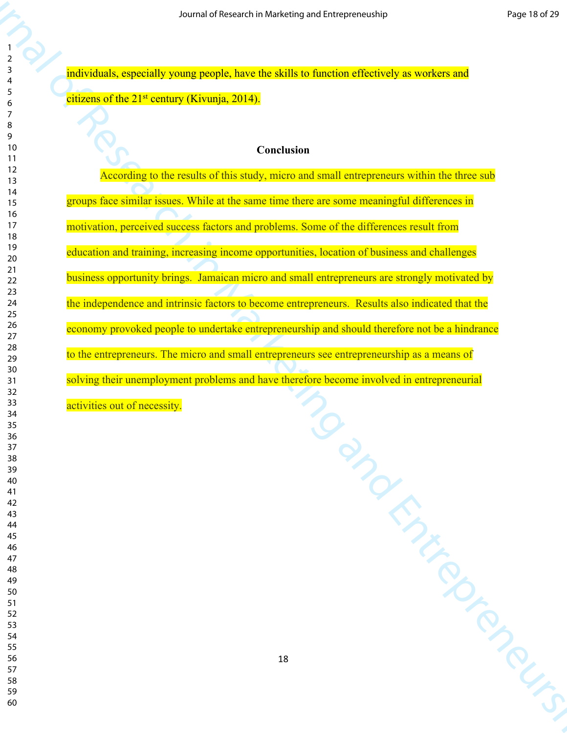individuals, especially young people, have the skills to function effectively as workers and citizens of the 21st century (Kivunja, 2014).

## Conclusion

According to the results of this study, micro and small entrepreneurs within the three sub groups face similar issues. While at the same time there are some meaningful differences in motivation, perceived success factors and problems. Some of the differences result from education and training, increasing income opportunities, location of business and challenges business opportunity brings.  Jamaican micro and small entrepreneurs are strongly motivated by the independence and intrinsic factors to become entrepreneurs.  Results also indicated that the economy provoked people to undertake entrepreneurship and should therefore not be a hindrance to the entrepreneurs. The micro and small entrepreneurs see entrepreneurship as a means of solving their unemployment problems and have therefore become involved in entrepreneurial activities out of necessity.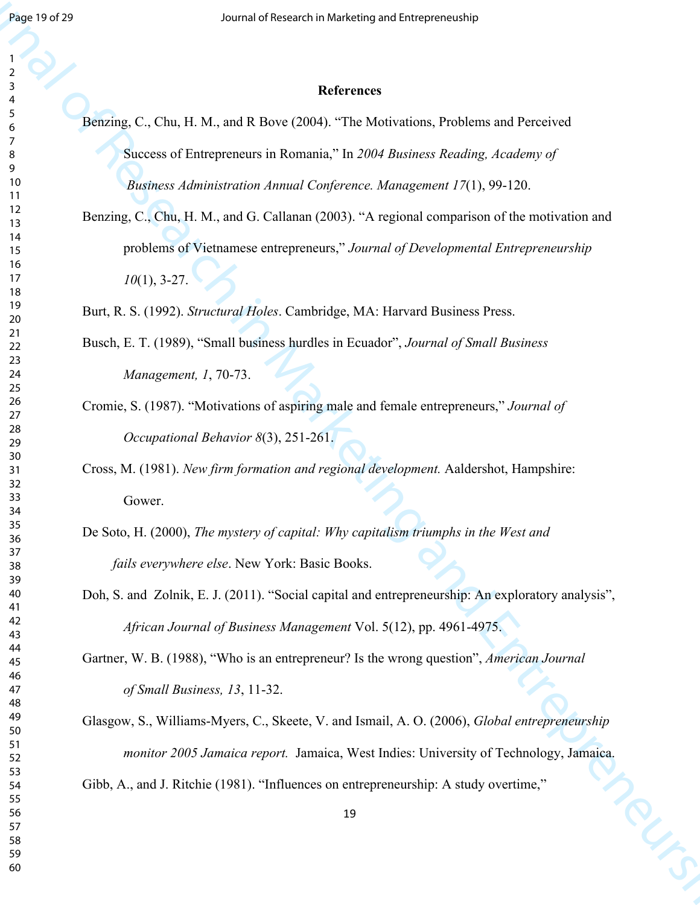# References

Benzing, C., Chu, H. M., and R Bove (2004). "The Motivations, Problems and Perceived Success of Entrepreneurs in Romania," In *2004 Business Reading, Academy of Business Administration Annual Conference. Management 17*(1), 99-120.

Benzing, C., Chu, H. M., and G. Callanan (2003). "A regional comparison of the motivation and problems of Vietnamese entrepreneurs," *Journal of Developmental Entrepreneurship 10*(1), 3-27.

Burt, R. S. (1992). *Structural Holes*. Cambridge, MA: Harvard Business Press.

Busch, E. T. (1989), "Small business hurdles in Ecuador", *Journal of Small Business Management, 1*, 70-73.

Cromie, S. (1987). "Motivations of aspiring male and female entrepreneurs," *Journal of Occupational Behavior 8*(3), 251-261.

Cross, M. (1981). *New firm formation and regional development.* Aaldershot, Hampshire: Gower.

De Soto, H. (2000), *The mystery of capital: Why capitalism triumphs in the West and fails everywhere else*. New York: Basic Books.

Doh, S. and Zolnik, E. J. (2011). "Social capital and entrepreneurship: An exploratory analysis", *African Journal of Business Management* Vol. 5(12), pp. 4961-4975.

Gartner, W. B. (1988), "Who is an entrepreneur? Is the wrong question", *American Journal of Small Business, 13*, 11-32.

Glasgow, S., Williams-Myers, C., Skeete, V. and Ismail, A. O. (2006), *Global entrepreneurship monitor 2005 Jamaica report.* Jamaica, West Indies: University of Technology, Jamaica.

Gibb, A., and J. Ritchie (1981). "Influences on entrepreneurship: A study overtime,"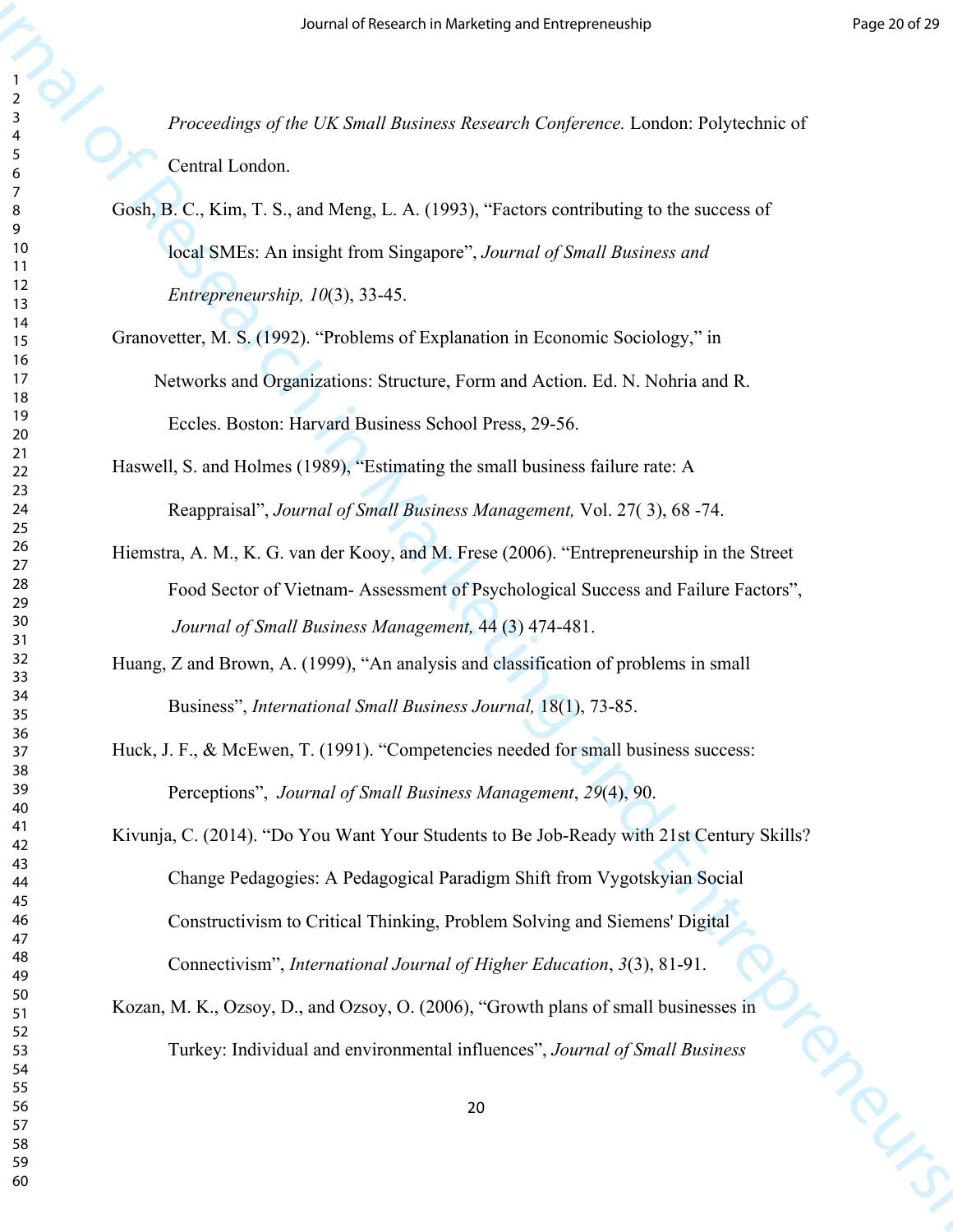*Proceedings of the UK Small Business Research Conference.* London: Polytechnic of Central London.

Gosh, B. C., Kim, T. S., and Meng, L. A. (1993), "Factors contributing to the success of local SMEs: An insight from Singapore", *Journal of Small Business and Entrepreneurship, 10*(3), 33-45.

Granovetter, M. S. (1992). "Problems of Explanation in Economic Sociology," in Networks and Organizations: Structure, Form and Action. Ed. N. Nohria and R. Eccles. Boston: Harvard Business School Press, 29-56.

Haswell, S. and Holmes (1989), "Estimating the small business failure rate: A Reappraisal", *Journal of Small Business Management,* Vol. 27( 3), 68 -74.

Hiemstra, A. M., K. G. van der Kooy, and M. Frese (2006). "Entrepreneurship in the Street Food Sector of Vietnam- Assessment of Psychological Success and Failure Factors", *Journal of Small Business Management,* 44 (3) 474-481.

Huang, Z and Brown, A. (1999), "An analysis and classification of problems in small Business", *International Small Business Journal,* 18(1), 73-85.

Huck, J. F., & McEwen, T. (1991). "Competencies needed for small business success: Perceptions", *Journal of Small Business Management*, *29*(4), 90.

Kivunja, C. (2014). "Do You Want Your Students to Be Job-Ready with 21st Century Skills? Change Pedagogies: A Pedagogical Paradigm Shift from Vygotskyian Social Constructivism to Critical Thinking, Problem Solving and Siemens' Digital Connectivism", *International Journal of Higher Education*, *3*(3), 81-91.

Kozan, M. K., Ozsoy, D., and Ozsoy, O. (2006), "Growth plans of small businesses in Turkey: Individual and environmental influences", *Journal of Small Business*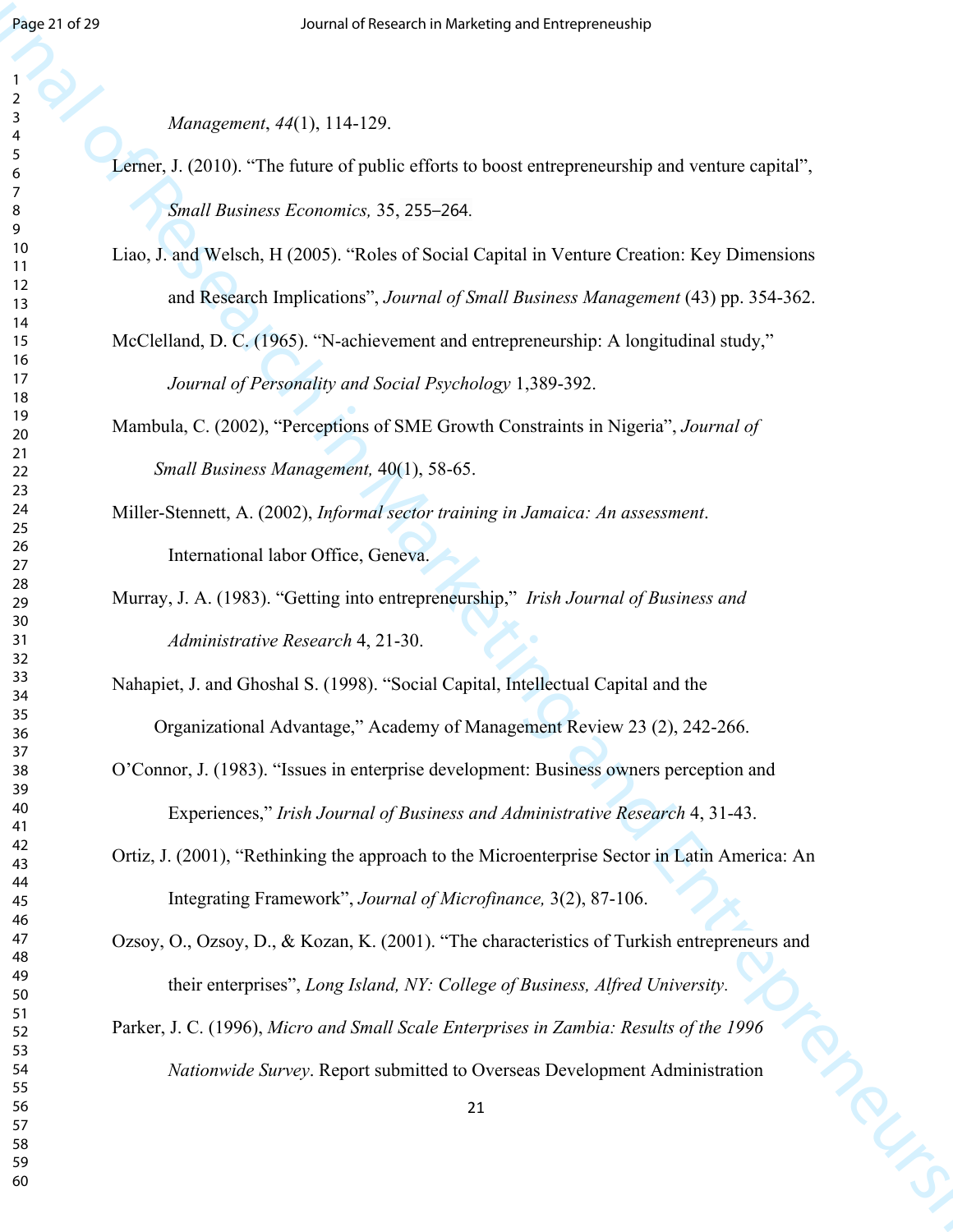*Management*, *44*(1), 114-129.

Lerner, J. (2010). “The future of public efforts to boost entrepreneurship and venture capital”, *Small Business Economics,* 35, 255–264.

Liao, J. and Welsch, H (2005). “Roles of Social Capital in Venture Creation: Key Dimensions and Research Implications”, *Journal of Small Business Management* (43) pp. 354-362.

McClelland, D. C. (1965). “N-achievement and entrepreneurship: A longitudinal study,” *Journal of Personality and Social Psychology* 1,389-392.

Mambula, C. (2002), “Perceptions of SME Growth Constraints in Nigeria”, *Journal of Small Business Management,* 40(1), 58-65.

Miller-Stennett, A. (2002), *Informal sector training in Jamaica: An assessment*. International labor Office, Geneva.

Murray, J. A. (1983). “Getting into entrepreneurship,” *Irish Journal of Business and Administrative Research* 4, 21-30.

Nahapiet, J. and Ghoshal S. (1998). “Social Capital, Intellectual Capital and the Organizational Advantage,” Academy of Management Review 23 (2), 242-266.

O’Connor, J. (1983). “Issues in enterprise development: Business owners perception and Experiences,” *Irish Journal of Business and Administrative Research* 4, 31-43.

Ortiz, J. (2001), “Rethinking the approach to the Microenterprise Sector in Latin America: An Integrating Framework”, *Journal of Microfinance,* 3(2), 87-106.

Ozsoy, O., Ozsoy, D., & Kozan, K. (2001). “The characteristics of Turkish entrepreneurs and their enterprises”, *Long Island, NY: College of Business, Alfred University.*

Parker, J. C. (1996), *Micro and Small Scale Enterprises in Zambia: Results of the 1996 Nationwide Survey*. Report submitted to Overseas Development Administration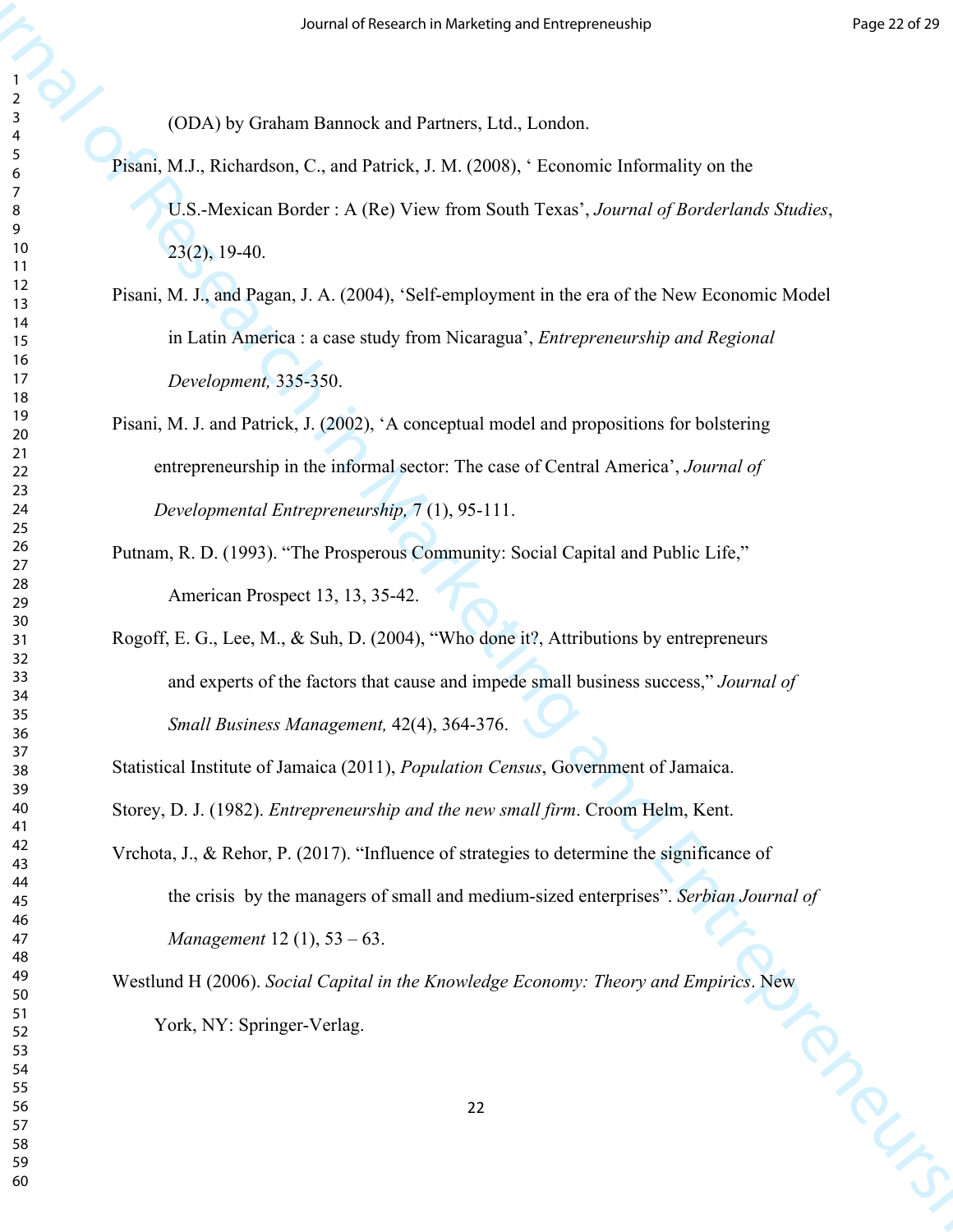(ODA) by Graham Bannock and Partners, Ltd., London.

Pisani, M.J., Richardson, C., and Patrick, J. M. (2008), ' Economic Informality on the U.S.-Mexican Border : A (Re) View from South Texas', *Journal of Borderlands Studies*, 23(2), 19-40.

Pisani, M. J., and Pagan, J. A. (2004), 'Self-employment in the era of the New Economic Model in Latin America : a case study from Nicaragua', *Entrepreneurship and Regional Development,* 335-350.

Pisani, M. J. and Patrick, J. (2002), 'A conceptual model and propositions for bolstering entrepreneurship in the informal sector: The case of Central America', *Journal of Developmental Entrepreneurship,* 7 (1), 95-111.

Putnam, R. D. (1993). "The Prosperous Community: Social Capital and Public Life," American Prospect 13, 13, 35-42.

Rogoff, E. G., Lee, M., & Suh, D. (2004), "Who done it?, Attributions by entrepreneurs and experts of the factors that cause and impede small business success," *Journal of Small Business Management,* 42(4), 364-376.

Statistical Institute of Jamaica (2011), *Population Census*, Government of Jamaica.

Storey, D. J. (1982). *Entrepreneurship and the new small firm*. Croom Helm, Kent.

Vrchota, J., & Rehor, P. (2017). "Influence of strategies to determine the significance of the crisis by the managers of small and medium-sized enterprises". *Serbian Journal of Management* 12 (1), 53 – 63.

Westlund H (2006). *Social Capital in the Knowledge Economy: Theory and Empirics*. New York, NY: Springer-Verlag.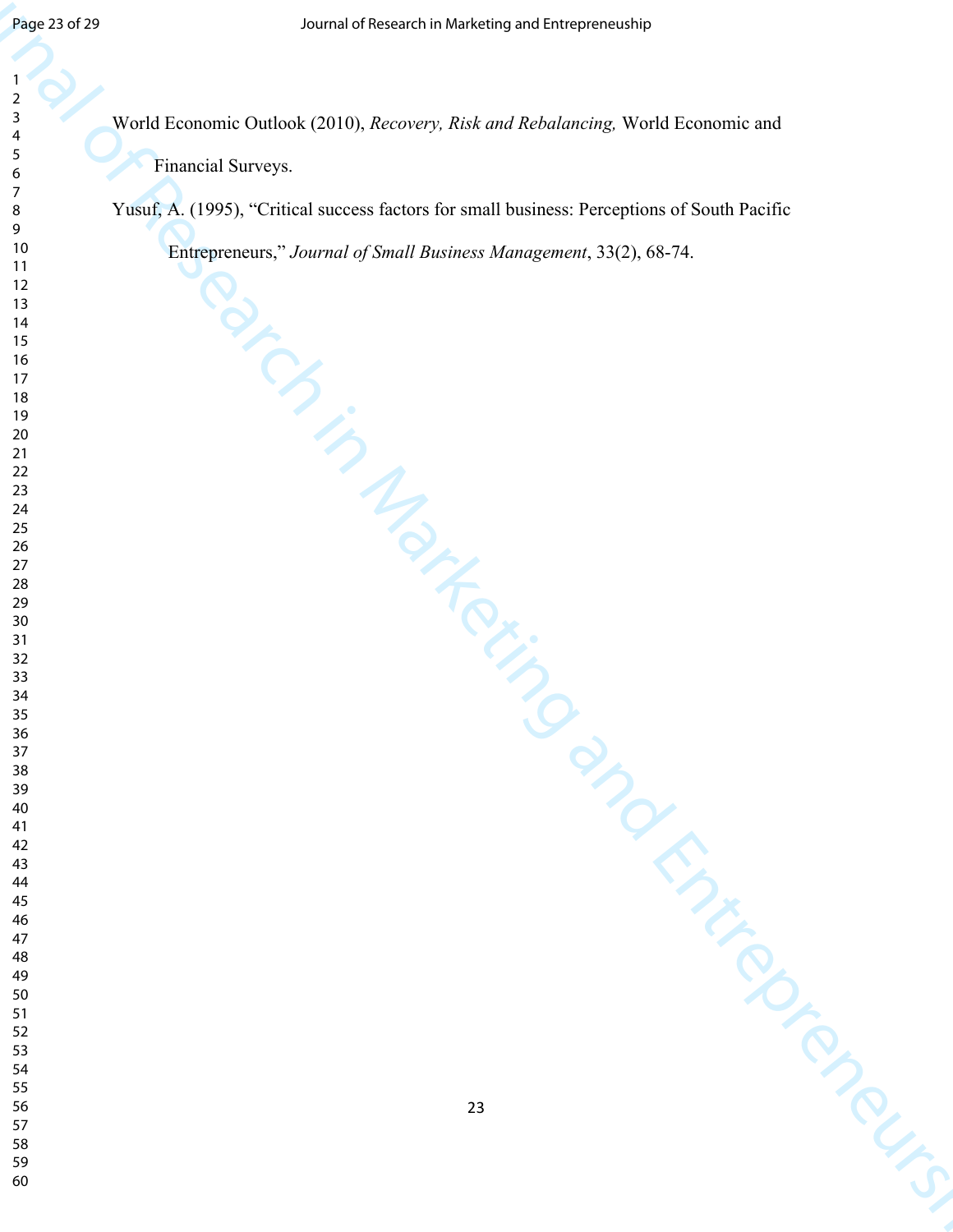World Economic Outlook (2010), *Recovery, Risk and Rebalancing,* World Economic and Financial Surveys.

Yusuf, A. (1995), "Critical success factors for small business: Perceptions of South Pacific Entrepreneurs," *Journal of Small Business Management*, 33(2), 68-74.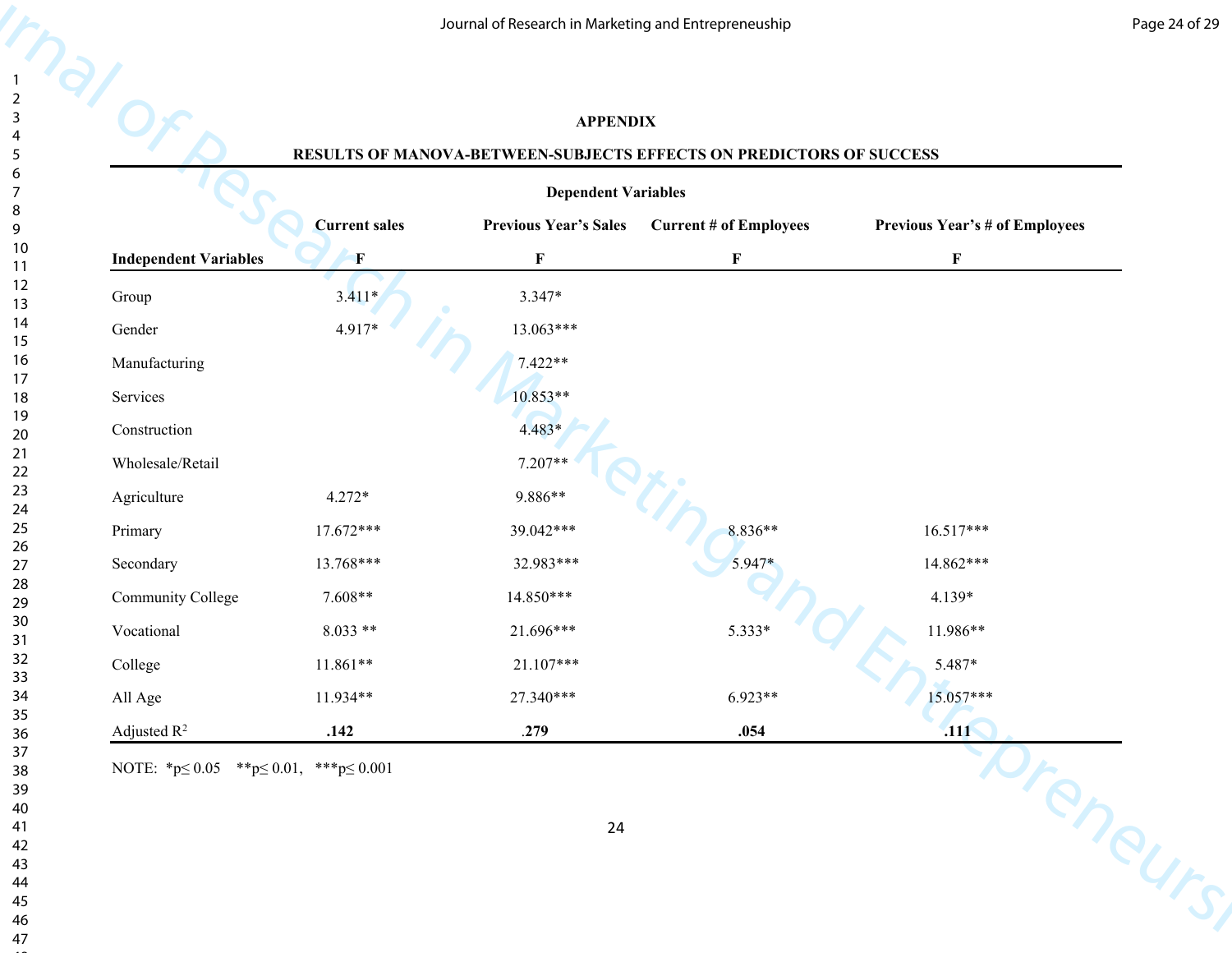# APPENDIX

## RESULTS OF MANOVA-BETWEEN-SUBJECTS EFFECTS ON PREDICTORS OF SUCCESS

| | Dependent Variables | | | |
|---|---|---|---|---|
| | **Current sales** | **Previous Year's Sales** | **Current # of Employees** | **Previous Year's # of Employees** |
| **Independent Variables** | **F** | **F** | **F** | **F** |
| Group | 3.411* | 3.347* | | |
| Gender | 4.917* | 13.063*** | | |
| Manufacturing | | 7.422** | | |
| Services | | 10.853** | | |
| Construction | | 4.483* | | |
| Wholesale/Retail | | 7.207** | | |
| Agriculture | 4.272* | 9.886** | | |
| Primary | 17.672*** | 39.042*** | 8.836** | 16.517*** |
| Secondary | 13.768*** | 32.983*** | 5.947* | 14.862*** |
| Community College | 7.608** | 14.850*** | | 4.139* |
| Vocational | 8.033 ** | 21.696*** | 5.333* | 11.986** |
| College | 11.861** | 21.107*** | | 5.487* |
| All Age | 11.934** | 27.340*** | 6.923** | 15.057*** |
| Adjusted $R^2$ | **.142** | **.279** | **.054** | **.111** |

NOTE: *$p \leq 0.05$ **$p \leq 0.01$, ***$p \leq 0.001$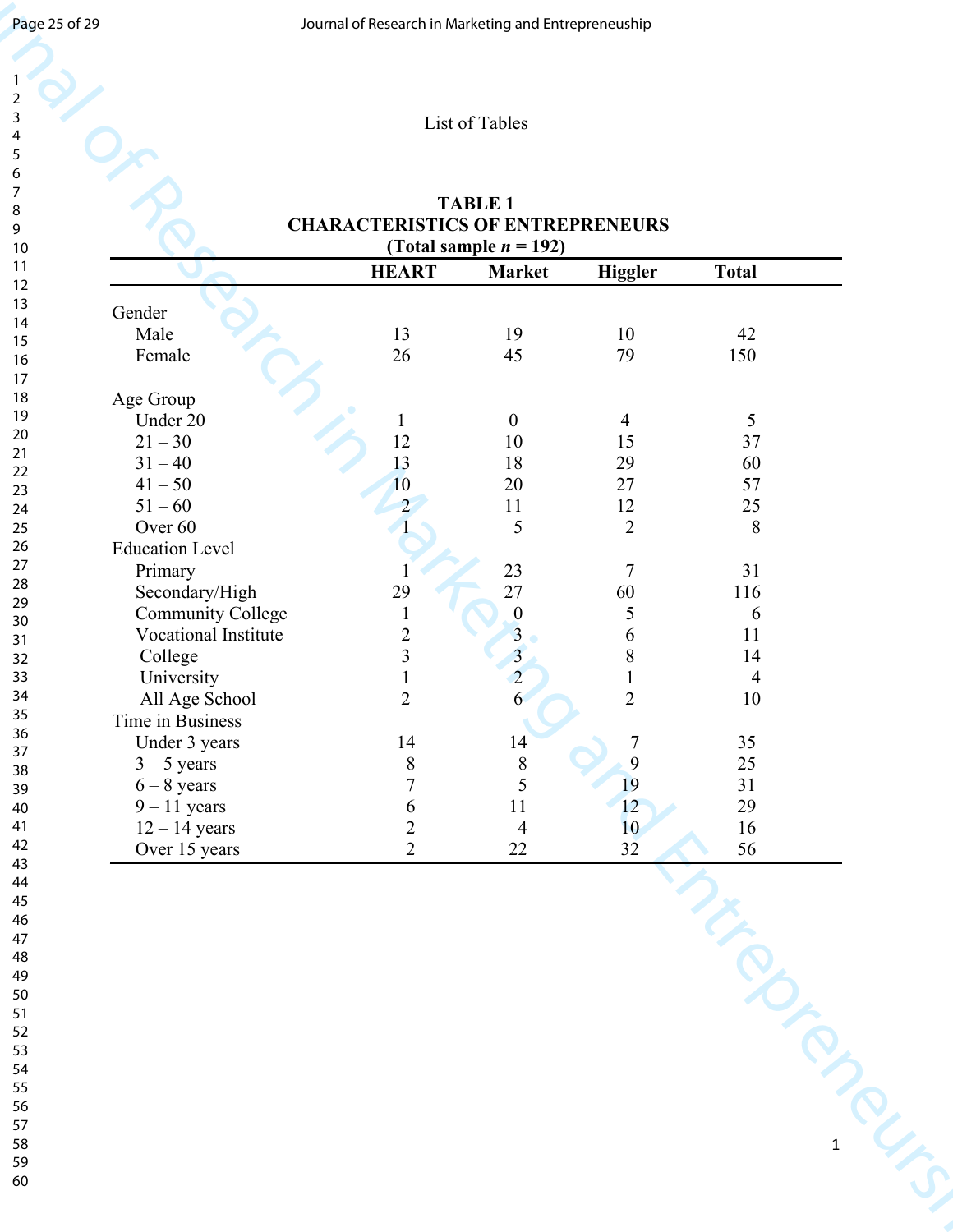List of Tables

**TABLE 1**
**CHARACTERISTICS OF ENTREPRENEURS**
**(Total sample *n* = 192)**

| | HEART | Market | Higgler | Total |
|---|---|---|---|---|
| Gender | | | | |
| Male | 13 | 19 | 10 | 42 |
| Female | 26 | 45 | 79 | 150 |
| Age Group | | | | |
| Under 20 | 1 | 0 | 4 | 5 |
| 21 – 30 | 12 | 10 | 15 | 37 |
| 31 – 40 | 13 | 18 | 29 | 60 |
| 41 – 50 | 10 | 20 | 27 | 57 |
| 51 – 60 | 2 | 11 | 12 | 25 |
| Over 60 | 1 | 5 | 2 | 8 |
| Education Level | | | | |
| Primary | 1 | 23 | 7 | 31 |
| Secondary/High | 29 | 27 | 60 | 116 |
| Community College | 1 | 0 | 5 | 6 |
| Vocational Institute | 2 | 3 | 6 | 11 |
| College | 3 | 3 | 8 | 14 |
| University | 1 | 2 | 1 | 4 |
| All Age School | 2 | 6 | 2 | 10 |
| Time in Business | | | | |
| Under 3 years | 14 | 14 | 7 | 35 |
| 3 – 5 years | 8 | 8 | 9 | 25 |
| 6 – 8 years | 7 | 5 | 19 | 31 |
| 9 – 11 years | 6 | 11 | 12 | 29 |
| 12 – 14 years | 2 | 4 | 10 | 16 |
| Over 15 years | 2 | 22 | 32 | 56 |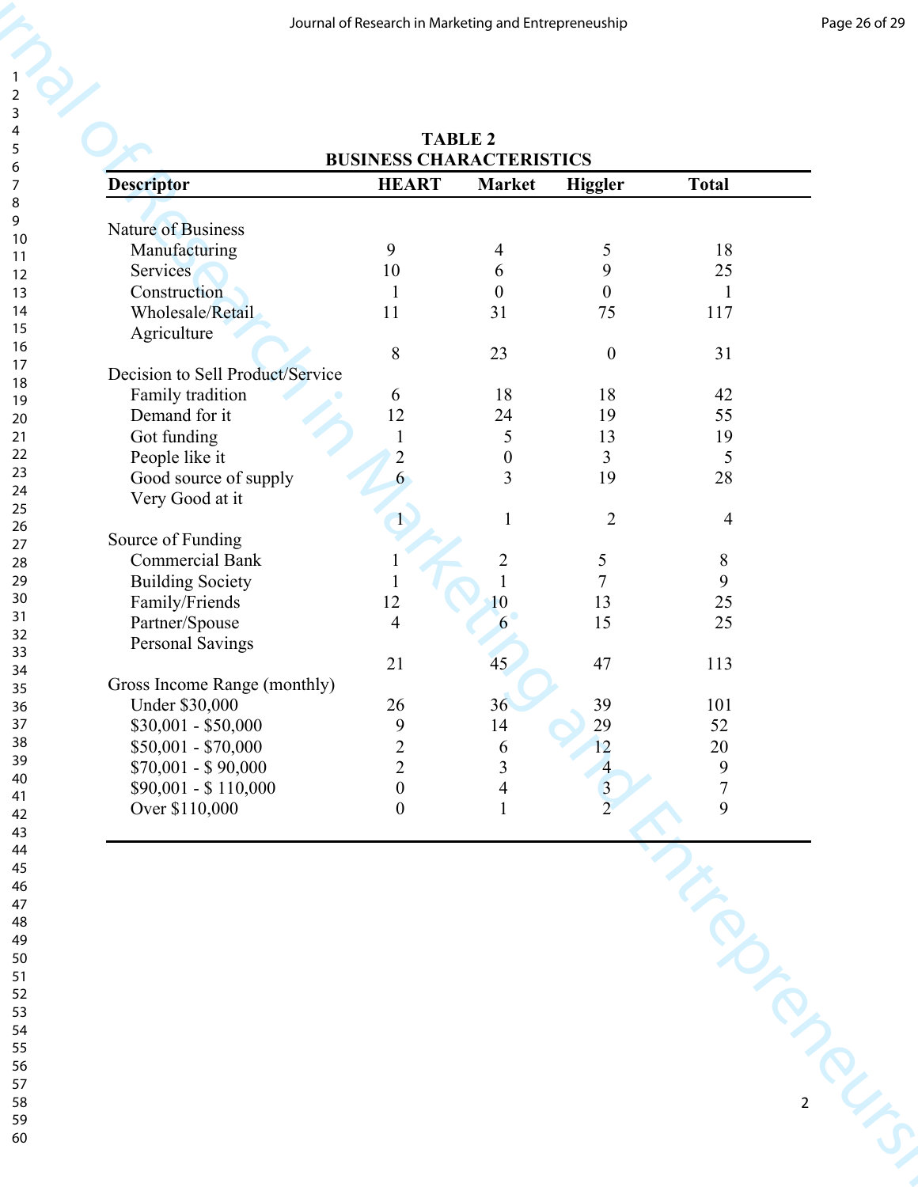**TABLE 2**
**BUSINESS CHARACTERISTICS**

| Descriptor | HEART | Market | Higgler | Total |
|---|---|---|---|---|
| Nature of Business | | | | |
| Manufacturing | 9 | 4 | 5 | 18 |
| Services | 10 | 6 | 9 | 25 |
| Construction | 1 | 0 | 0 | 1 |
| Wholesale/Retail | 11 | 31 | 75 | 117 |
| Agriculture | 8 | 23 | 0 | 31 |
| Decision to Sell Product/Service | | | | |
| Family tradition | 6 | 18 | 18 | 42 |
| Demand for it | 12 | 24 | 19 | 55 |
| Got funding | 1 | 5 | 13 | 19 |
| People like it | 2 | 0 | 3 | 5 |
| Good source of supply | 6 | 3 | 19 | 28 |
| Very Good at it | 1 | 1 | 2 | 4 |
| Source of Funding | | | | |
| Commercial Bank | 1 | 2 | 5 | 8 |
| Building Society | 1 | 1 | 7 | 9 |
| Family/Friends | 12 | 10 | 13 | 25 |
| Partner/Spouse | 4 | 6 | 15 | 25 |
| Personal Savings | 21 | 45 | 47 | 113 |
| Gross Income Range (monthly) | | | | |
| Under $30,000 | 26 | 36 | 39 | 101 |
| $30,001 - $50,000 | 9 | 14 | 29 | 52 |
| $50,001 - $70,000 | 2 | 6 | 12 | 20 |
| $70,001 - $ 90,000 | 2 | 3 | 4 | 9 |
| $90,001 - $ 110,000 | 0 | 4 | 3 | 7 |
| Over $110,000 | 0 | 1 | 2 | 9 |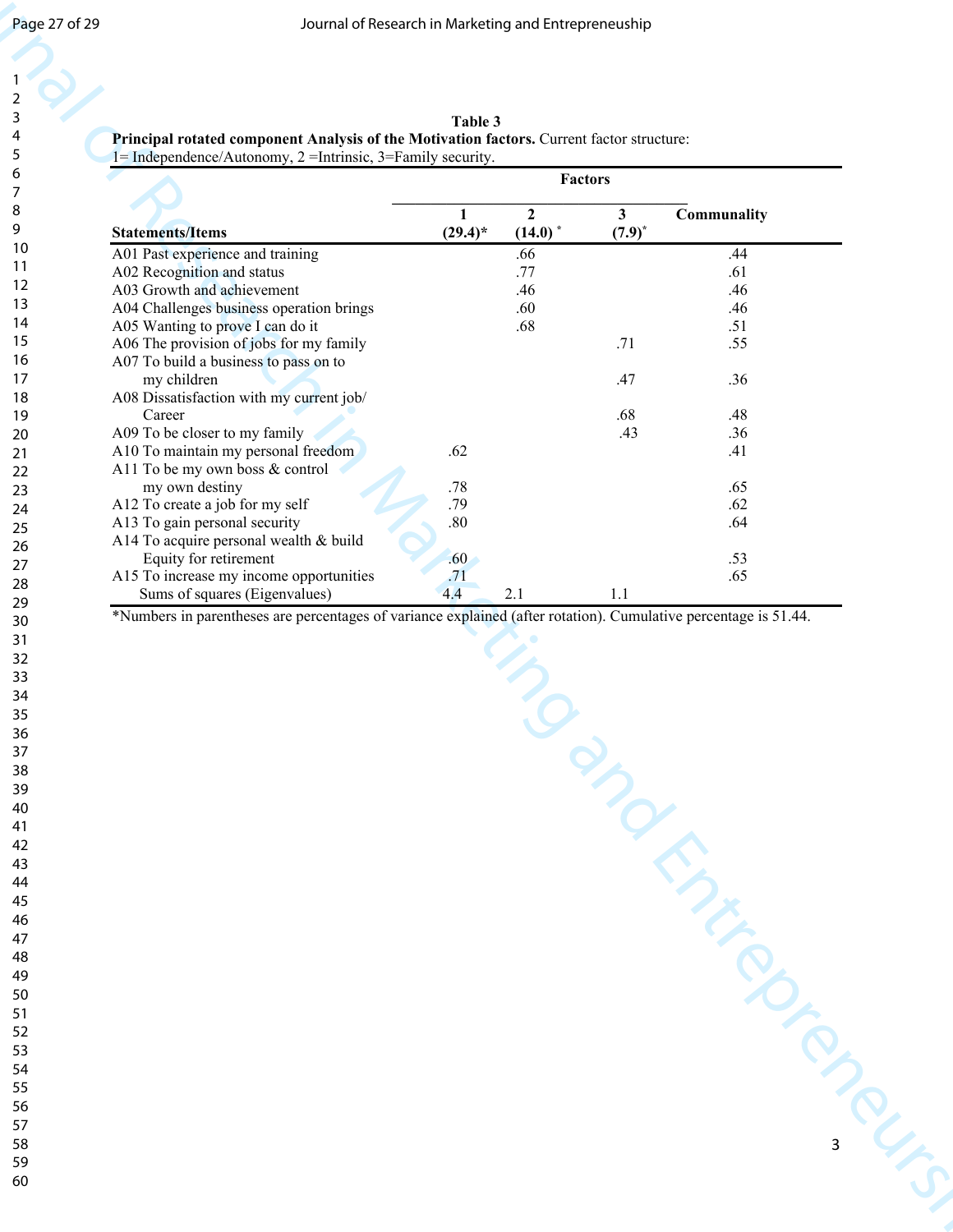**Table 3**

**Principal rotated component Analysis of the Motivation factors.** Current factor structure: 1= Independence/Autonomy, 2 =Intrinsic, 3=Family security.

| Statements/Items | Factors 1 (29.4)* | 2 (14.0)* | 3 (7.9)* | Communality |
|---|---|---|---|---|
| A01 Past experience and training | | .66 | | .44 |
| A02 Recognition and status | | .77 | | .61 |
| A03 Growth and achievement | | .46 | | .46 |
| A04 Challenges business operation brings | | .60 | | .46 |
| A05 Wanting to prove I can do it | | .68 | | .51 |
| A06 The provision of jobs for my family | | | .71 | .55 |
| A07 To build a business to pass on to my children | | | .47 | .36 |
| A08 Dissatisfaction with my current job/ Career | | | .68 | .48 |
| A09 To be closer to my family | | | .43 | .36 |
| A10 To maintain my personal freedom | .62 | | | .41 |
| A11 To be my own boss & control my own destiny | .78 | | | .65 |
| A12 To create a job for my self | .79 | | | .62 |
| A13 To gain personal security | .80 | | | .64 |
| A14 To acquire personal wealth & build Equity for retirement | .60 | | | .53 |
| A15 To increase my income opportunities | .71 | | | .65 |
| Sums of squares (Eigenvalues) | 4.4 | 2.1 | 1.1 | |

*Numbers in parentheses are percentages of variance explained (after rotation). Cumulative percentage is 51.44.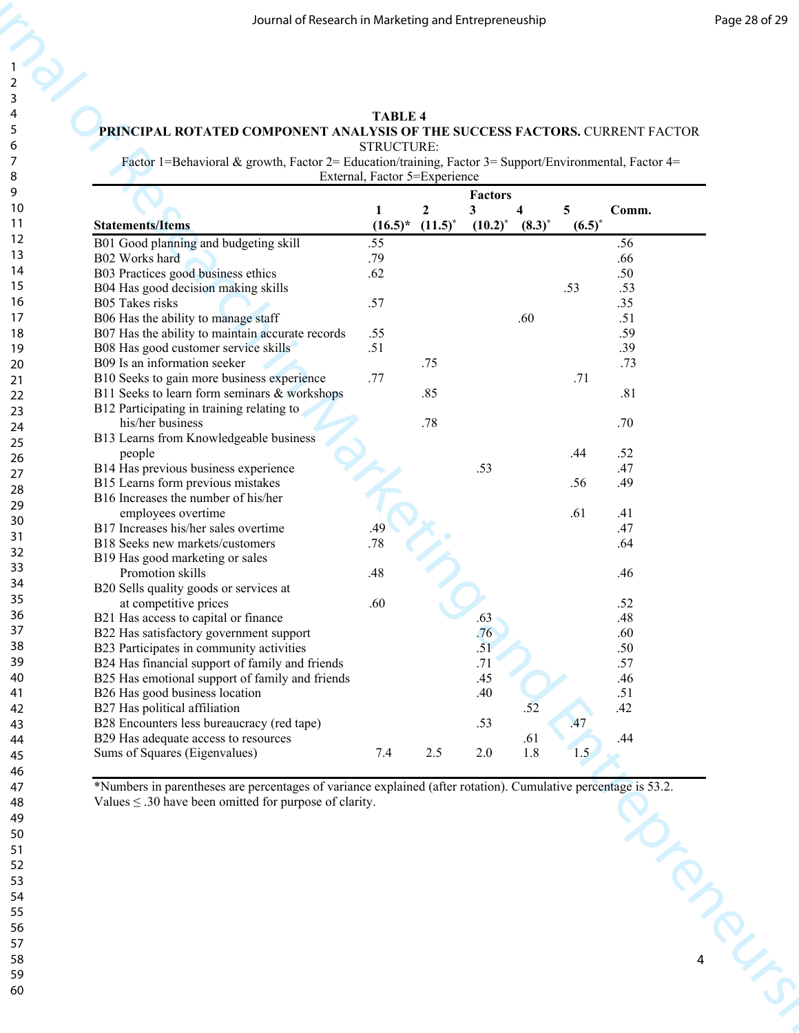**TABLE 4**

**PRINCIPAL ROTATED COMPONENT ANALYSIS OF THE SUCCESS FACTORS.** CURRENT FACTOR STRUCTURE:

Factor 1=Behavioral & growth, Factor 2= Education/training, Factor 3= Support/Environmental, Factor 4= External, Factor 5=Experience

| Statements/Items | Factors 1 (16.5)* | 2 (11.5)* | 3 (10.2)* | 4 (8.3)* | 5 (6.5)* | Comm. |
|---|---|---|---|---|---|---|
| B01 Good planning and budgeting skill | .55 | | | | | .56 |
| B02 Works hard | .79 | | | | | .66 |
| B03 Practices good business ethics | .62 | | | | | .50 |
| B04 Has good decision making skills | | | | | .53 | .53 |
| B05 Takes risks | .57 | | | | | .35 |
| B06 Has the ability to manage staff | | | | .60 | | .51 |
| B07 Has the ability to maintain accurate records | .55 | | | | | .59 |
| B08 Has good customer service skills | .51 | | | | | .39 |
| B09 Is an information seeker | | .75 | | | | .73 |
| B10 Seeks to gain more business experience | .77 | | | | .71 | |
| B11 Seeks to learn form seminars & workshops | | .85 | | | | .81 |
| B12 Participating in training relating to his/her business | | .78 | | | | .70 |
| B13 Learns from Knowledgeable business people | | | | | .44 | .52 |
| B14 Has previous business experience | | | .53 | | | .47 |
| B15 Learns form previous mistakes | | | | | .56 | .49 |
| B16 Increases the number of his/her employees overtime | | | | | .61 | .41 |
| B17 Increases his/her sales overtime | .49 | | | | | .47 |
| B18 Seeks new markets/customers | .78 | | | | | .64 |
| B19 Has good marketing or sales Promotion skills | .48 | | | | | .46 |
| B20 Sells quality goods or services at at competitive prices | .60 | | | | | .52 |
| B21 Has access to capital or finance | | | .63 | | | .48 |
| B22 Has satisfactory government support | | | .76 | | | .60 |
| B23 Participates in community activities | | | .51 | | | .50 |
| B24 Has financial support of family and friends | | | .71 | | | .57 |
| B25 Has emotional support of family and friends | | | .45 | | | .46 |
| B26 Has good business location | | | .40 | | | .51 |
| B27 Has political affiliation | | | | .52 | | .42 |
| B28 Encounters less bureaucracy (red tape) | | | .53 | | .47 | |
| B29 Has adequate access to resources | | | | .61 | | .44 |
| Sums of Squares (Eigenvalues) | 7.4 | 2.5 | 2.0 | 1.8 | 1.5 | |

*Numbers in parentheses are percentages of variance explained (after rotation). Cumulative percentage is 53.2. Values ≤ .30 have been omitted for purpose of clarity.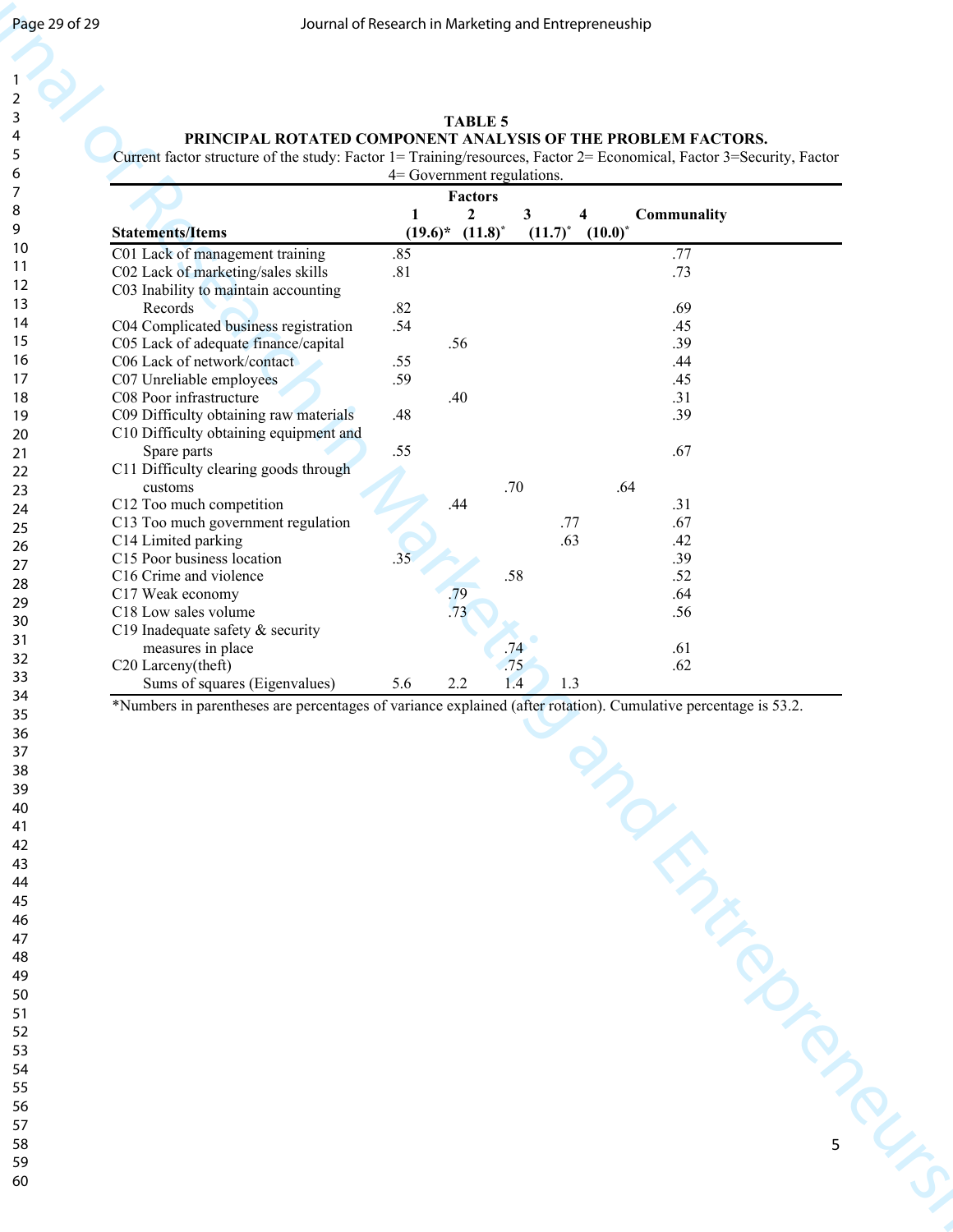**TABLE 5**

**PRINCIPAL ROTATED COMPONENT ANALYSIS OF THE PROBLEM FACTORS.**

Current factor structure of the study: Factor 1= Training/resources, Factor 2= Economical, Factor 3=Security, Factor 4= Government regulations.

| | Factors | | | | |
|---|---|---|---|---|---|
| **Statements/Items** | **1 (19.6)*** | **2 (11.8)*** | **3 (11.7)*** | **4 (10.0)*** | **Communality** |
| C01 Lack of management training | .85 | | | | .77 |
| C02 Lack of marketing/sales skills | .81 | | | | .73 |
| C03 Inability to maintain accounting Records | .82 | | | | .69 |
| C04 Complicated business registration | .54 | | | | .45 |
| C05 Lack of adequate finance/capital | | .56 | | | .39 |
| C06 Lack of network/contact | .55 | | | | .44 |
| C07 Unreliable employees | .59 | | | | .45 |
| C08 Poor infrastructure | | .40 | | | .31 |
| C09 Difficulty obtaining raw materials | .48 | | | | .39 |
| C10 Difficulty obtaining equipment and Spare parts | .55 | | | | .67 |
| C11 Difficulty clearing goods through customs | | | .70 | | .64 |
| C12 Too much competition | | .44 | | | .31 |
| C13 Too much government regulation | | | | .77 | .67 |
| C14 Limited parking | | | | .63 | .42 |
| C15 Poor business location | .35 | | | | .39 |
| C16 Crime and violence | | | .58 | | .52 |
| C17 Weak economy | | .79 | | | .64 |
| C18 Low sales volume | | .73 | | | .56 |
| C19 Inadequate safety & security measures in place | | | .74 | | .61 |
| C20 Larceny(theft) | | | .75 | | .62 |
| Sums of squares (Eigenvalues) | 5.6 | 2.2 | 1.4 | 1.3 | |

*Numbers in parentheses are percentages of variance explained (after rotation). Cumulative percentage is 53.2.